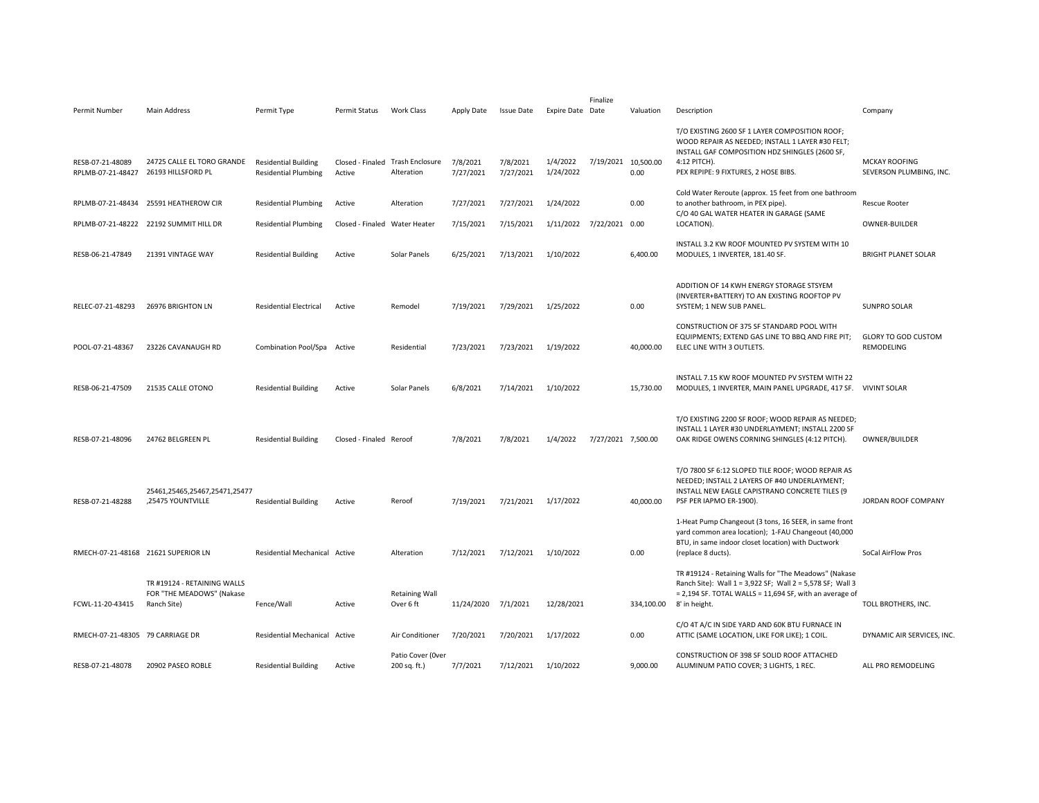| Permit Number | Main Address | Permit Type | Permit Status | Work Class | Apply Date | Issue Date | Expire Date | Finalize Date | Valuation | Description | Company |
|---|---|---|---|---|---|---|---|---|---|---|---|
| RESB-07-21-48089 | 24725 CALLE EL TORO GRANDE | Residential Building | Closed - Finaled | Trash Enclosure | 7/8/2021 | 7/8/2021 | 1/4/2022 | 7/19/2021 | 10,500.00 | T/O EXISTING 2600 SF 1 LAYER COMPOSITION ROOF; WOOD REPAIR AS NEEDED; INSTALL 1 LAYER #30 FELT; INSTALL GAF COMPOSITION HDZ SHINGLES (2600 SF, 4:12 PITCH). | MCKAY ROOFING |
| RPLMB-07-21-48427 | 26193 HILLSFORD PL | Residential Plumbing | Active | Alteration | 7/27/2021 | 7/27/2021 | 1/24/2022 | | 0.00 | PEX REPIPE: 9 FIXTURES, 2 HOSE BIBS. | SEVERSON PLUMBING, INC. |
| RPLMB-07-21-48434 | 25591 HEATHEROW CIR | Residential Plumbing | Active | Alteration | 7/27/2021 | 7/27/2021 | 1/24/2022 | | 0.00 | Cold Water Reroute (approx. 15 feet from one bathroom to another bathroom, in PEX pipe). | Rescue Rooter |
| RPLMB-07-21-48222 | 22192 SUMMIT HILL DR | Residential Plumbing | Closed - Finaled | Water Heater | 7/15/2021 | 7/15/2021 | 1/11/2022 | 7/22/2021 | 0.00 | C/O 40 GAL WATER HEATER IN GARAGE (SAME LOCATION). | OWNER-BUILDER |
| RESB-06-21-47849 | 21391 VINTAGE WAY | Residential Building | Active | Solar Panels | 6/25/2021 | 7/13/2021 | 1/10/2022 | | 6,400.00 | INSTALL 3.2 KW ROOF MOUNTED PV SYSTEM WITH 10 MODULES, 1 INVERTER, 181.40 SF. | BRIGHT PLANET SOLAR |
| RELEC-07-21-48293 | 26976 BRIGHTON LN | Residential Electrical | Active | Remodel | 7/19/2021 | 7/29/2021 | 1/25/2022 | | 0.00 | ADDITION OF 14 KWH ENERGY STORAGE STSYEM (INVERTER+BATTERY) TO AN EXISTING ROOFTOP PV SYSTEM; 1 NEW SUB PANEL. | SUNPRO SOLAR |
| POOL-07-21-48367 | 23226 CAVANAUGH RD | Combination Pool/Spa | Active | Residential | 7/23/2021 | 7/23/2021 | 1/19/2022 | | 40,000.00 | CONSTRUCTION OF 375 SF STANDARD POOL WITH EQUIPMENTS; EXTEND GAS LINE TO BBQ AND FIRE PIT; ELEC LINE WITH 3 OUTLETS. | GLORY TO GOD CUSTOM REMODELING |
| RESB-06-21-47509 | 21535 CALLE OTONO | Residential Building | Active | Solar Panels | 6/8/2021 | 7/14/2021 | 1/10/2022 | | 15,730.00 | INSTALL 7.15 KW ROOF MOUNTED PV SYSTEM WITH 22 MODULES, 1 INVERTER, MAIN PANEL UPGRADE, 417 SF. | VIVINT SOLAR |
| RESB-07-21-48096 | 24762 BELGREEN PL | Residential Building | Closed - Finaled | Reroof | 7/8/2021 | 7/8/2021 | 1/4/2022 | 7/27/2021 | 7,500.00 | T/O EXISTING 2200 SF ROOF; WOOD REPAIR AS NEEDED; INSTALL 1 LAYER #30 UNDERLAYMENT; INSTALL 2200 SF OAK RIDGE OWENS CORNING SHINGLES (4:12 PITCH). | OWNER/BUILDER |
| RESB-07-21-48288 | 25461,25465,25467,25471,25477,25475 YOUNTVILLE | Residential Building | Active | Reroof | 7/19/2021 | 7/21/2021 | 1/17/2022 | | 40,000.00 | T/O 7800 SF 6:12 SLOPED TILE ROOF; WOOD REPAIR AS NEEDED; INSTALL 2 LAYERS OF #40 UNDERLAYMENT; INSTALL NEW EAGLE CAPISTRANO CONCRETE TILES (9 PSF PER IAPMO ER-1900). | JORDAN ROOF COMPANY |
| RMECH-07-21-48168 | 21621 SUPERIOR LN | Residential Mechanical | Active | Alteration | 7/12/2021 | 7/12/2021 | 1/10/2022 | | 0.00 | 1-Heat Pump Changeout (3 tons, 16 SEER, in same front yard common area location); 1-FAU Changeout (40,000 BTU, in same indoor closet location) with Ductwork (replace 8 ducts). | SoCal AirFlow Pros |
| FCWL-11-20-43415 | TR #19124 - RETAINING WALLS FOR "THE MEADOWS" (Nakase Ranch Site) | Fence/Wall | Active | Retaining Wall Over 6 ft | 11/24/2020 | 7/1/2021 | 12/28/2021 | | 334,100.00 | TR #19124 - Retaining Walls for "The Meadows" (Nakase Ranch Site): Wall 1 = 3,922 SF; Wall 2 = 5,578 SF; Wall 3 = 2,194 SF. TOTAL WALLS = 11,694 SF, with an average of 8' in height. | TOLL BROTHERS, INC. |
| RMECH-07-21-48305 | 79 CARRIAGE DR | Residential Mechanical | Active | Air Conditioner | 7/20/2021 | 7/20/2021 | 1/17/2022 | | 0.00 | C/O 4T A/C IN SIDE YARD AND 60K BTU FURNACE IN ATTIC (SAME LOCATION, LIKE FOR LIKE); 1 COIL. | DYNAMIC AIR SERVICES, INC. |
| RESB-07-21-48078 | 20902 PASEO ROBLE | Residential Building | Active | Patio Cover (Over 200 sq. ft.) | 7/7/2021 | 7/12/2021 | 1/10/2022 | | 9,000.00 | CONSTRUCTION OF 398 SF SOLID ROOF ATTACHED ALUMINUM PATIO COVER; 3 LIGHTS, 1 REC. | ALL PRO REMODELING |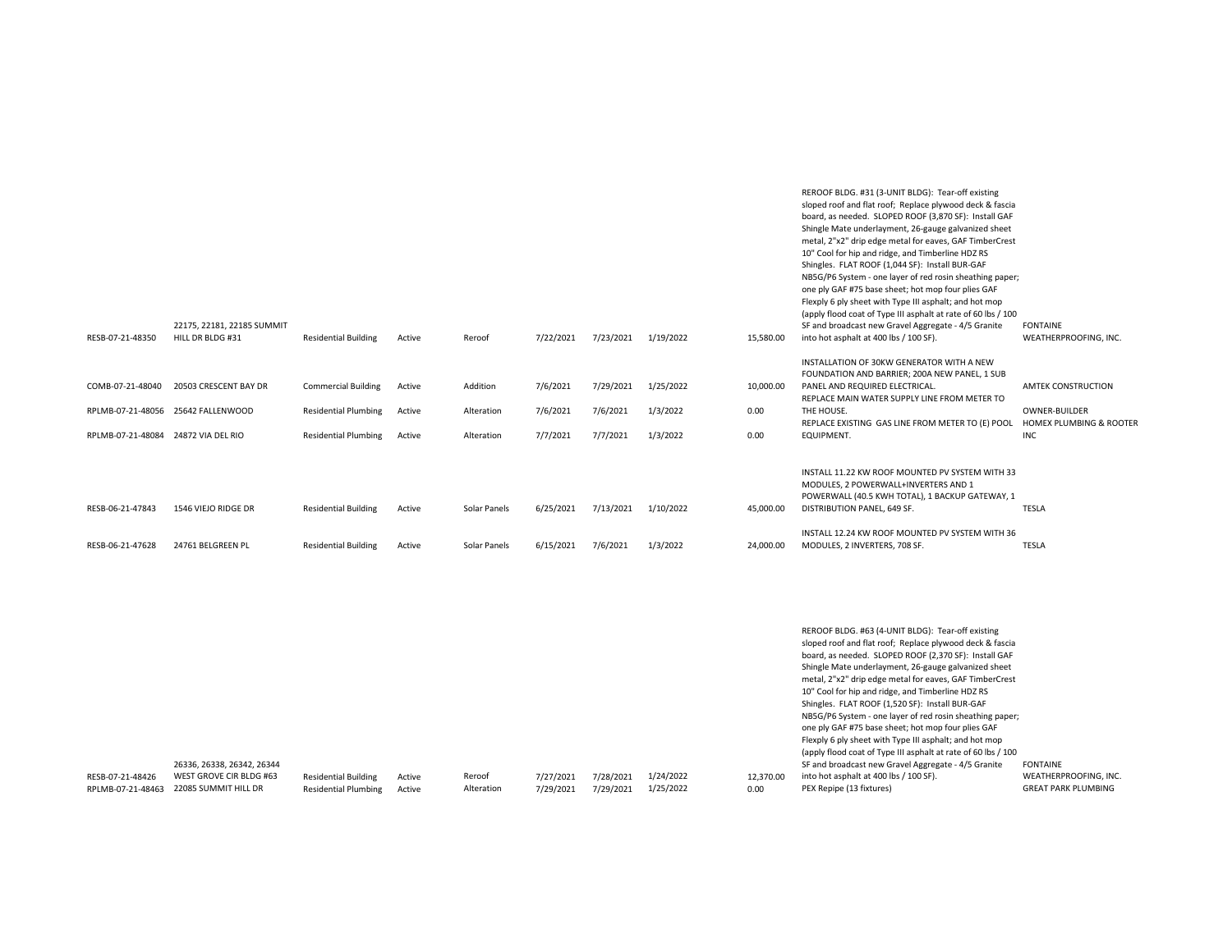| | | | | | | | | | | |
|---|---|---|---|---|---|---|---|---|---|---|
| RESB-07-21-48350 | 22175, 22181, 22185 SUMMIT HILL DR BLDG #31 | Residential Building | Active | Reroof | 7/22/2021 | 7/23/2021 | 1/19/2022 | 15,580.00 | REROOF BLDG. #31 (3-UNIT BLDG): Tear-off existing sloped roof and flat roof; Replace plywood deck & fascia board, as needed. SLOPED ROOF (3,870 SF): Install GAF Shingle Mate underlayment, 26-gauge galvanized sheet metal, 2"x2" drip edge metal for eaves, GAF TimberCrest 10" Cool for hip and ridge, and Timberline HDZ RS Shingles. FLAT ROOF (1,044 SF): Install BUR-GAF NB5G/P6 System - one layer of red rosin sheathing paper; one ply GAF #75 base sheet; hot mop four plies GAF Flexply 6 ply sheet with Type III asphalt; and hot mop (apply flood coat of Type III asphalt at rate of 60 lbs / 100 SF and broadcast new Gravel Aggregate - 4/5 Granite into hot asphalt at 400 lbs / 100 SF). | FONTAINE WEATHERPROOFING, INC. |
| COMB-07-21-48040 | 20503 CRESCENT BAY DR | Commercial Building | Active | Addition | 7/6/2021 | 7/29/2021 | 1/25/2022 | 10,000.00 | INSTALLATION OF 30KW GENERATOR WITH A NEW FOUNDATION AND BARRIER; 200A NEW PANEL, 1 SUB PANEL AND REQUIRED ELECTRICAL. | AMTEK CONSTRUCTION |
| RPLMB-07-21-48056 | 25642 FALLENWOOD | Residential Plumbing | Active | Alteration | 7/6/2021 | 7/6/2021 | 1/3/2022 | 0.00 | REPLACE MAIN WATER SUPPLY LINE FROM METER TO THE HOUSE. | OWNER-BUILDER |
| RPLMB-07-21-48084 | 24872 VIA DEL RIO | Residential Plumbing | Active | Alteration | 7/7/2021 | 7/7/2021 | 1/3/2022 | 0.00 | REPLACE EXISTING GAS LINE FROM METER TO (E) POOL EQUIPMENT. | HOMEX PLUMBING & ROOTER INC |
| RESB-06-21-47843 | 1546 VIEJO RIDGE DR | Residential Building | Active | Solar Panels | 6/25/2021 | 7/13/2021 | 1/10/2022 | 45,000.00 | INSTALL 11.22 KW ROOF MOUNTED PV SYSTEM WITH 33 MODULES, 2 POWERWALL+INVERTERS AND 1 POWERWALL (40.5 KWH TOTAL), 1 BACKUP GATEWAY, 1 DISTRIBUTION PANEL, 649 SF. | TESLA |
| RESB-06-21-47628 | 24761 BELGREEN PL | Residential Building | Active | Solar Panels | 6/15/2021 | 7/6/2021 | 1/3/2022 | 24,000.00 | INSTALL 12.24 KW ROOF MOUNTED PV SYSTEM WITH 36 MODULES, 2 INVERTERS, 708 SF. | TESLA |
| RESB-07-21-48426 | 26336, 26338, 26342, 26344 WEST GROVE CIR BLDG #63 | Residential Building | Active | Reroof | 7/27/2021 | 7/28/2021 | 1/24/2022 | 12,370.00 | REROOF BLDG. #63 (4-UNIT BLDG): Tear-off existing sloped roof and flat roof; Replace plywood deck & fascia board, as needed. SLOPED ROOF (2,370 SF): Install GAF Shingle Mate underlayment, 26-gauge galvanized sheet metal, 2"x2" drip edge metal for eaves, GAF TimberCrest 10" Cool for hip and ridge, and Timberline HDZ RS Shingles. FLAT ROOF (1,520 SF): Install BUR-GAF NB5G/P6 System - one layer of red rosin sheathing paper; one ply GAF #75 base sheet; hot mop four plies GAF Flexply 6 ply sheet with Type III asphalt; and hot mop (apply flood coat of Type III asphalt at rate of 60 lbs / 100 SF and broadcast new Gravel Aggregate - 4/5 Granite into hot asphalt at 400 lbs / 100 SF). | FONTAINE WEATHERPROOFING, INC. |
| RPLMB-07-21-48463 | 22085 SUMMIT HILL DR | Residential Plumbing | Active | Alteration | 7/29/2021 | 7/29/2021 | 1/25/2022 | 0.00 | PEX Repipe (13 fixtures) | GREAT PARK PLUMBING |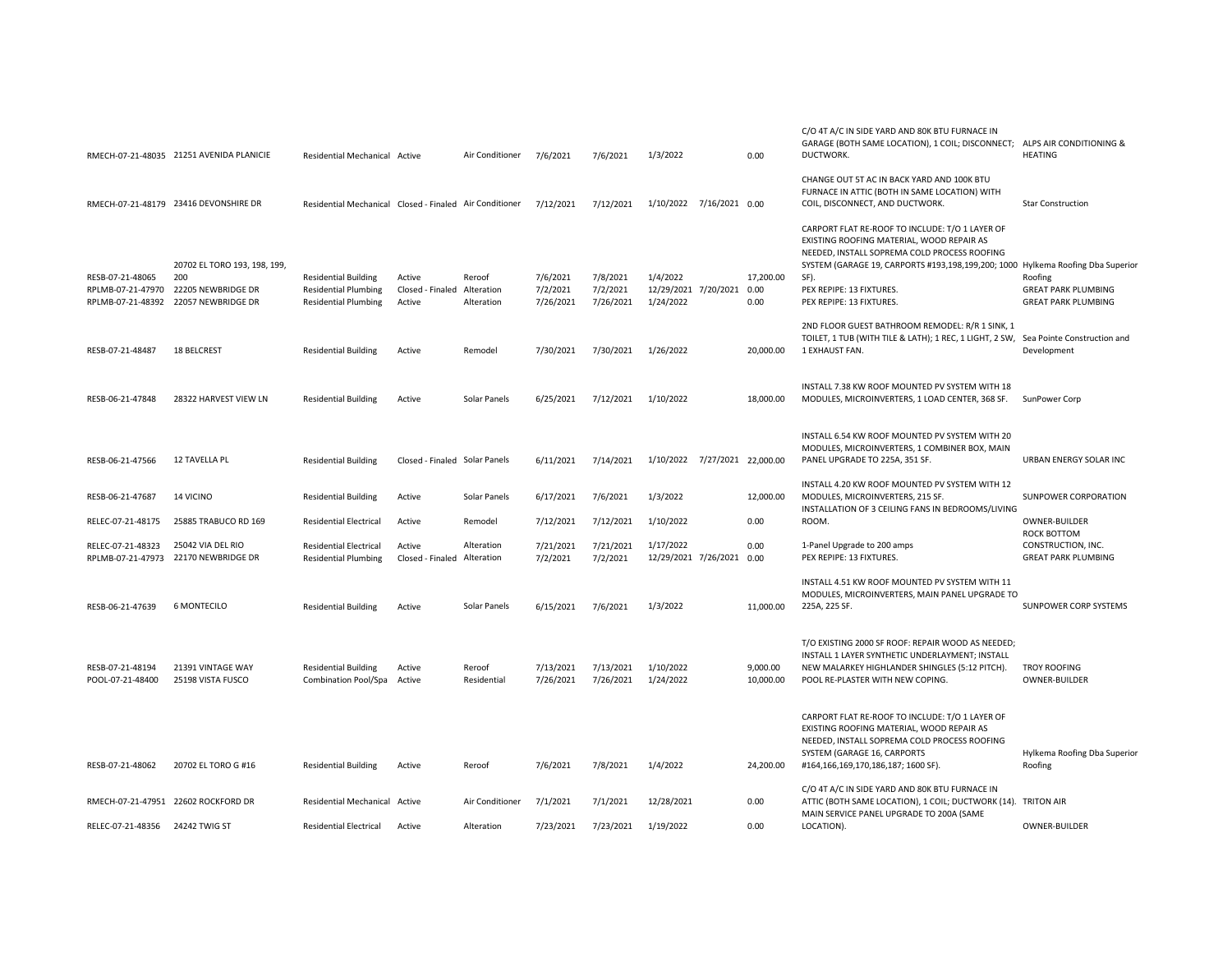| | | | | | | | | | | | |
|---|---|---|---|---|---|---|---|---|---|---|---|
| RMECH-07-21-48035 | 21251 AVENIDA PLANICIE | Residential Mechanical | Active | Air Conditioner | 7/6/2021 | 7/6/2021 | 1/3/2022 | | 0.00 | C/O 4T A/C IN SIDE YARD AND 80K BTU FURNACE IN GARAGE (BOTH SAME LOCATION), 1 COIL; DISCONNECT; DUCTWORK. | ALPS AIR CONDITIONING & HEATING |
| RMECH-07-21-48179 | 23416 DEVONSHIRE DR | Residential Mechanical | Closed - Finaled | Air Conditioner | 7/12/2021 | 7/12/2021 | 1/10/2022 | 7/16/2021 | 0.00 | CHANGE OUT 5T AC IN BACK YARD AND 100K BTU FURNACE IN ATTIC (BOTH IN SAME LOCATION) WITH COIL, DISCONNECT, AND DUCTWORK. | Star Construction |
| RESB-07-21-48065 | 20702 EL TORO 193, 198, 199, 200 | Residential Building | Active | Reroof | 7/6/2021 | 7/8/2021 | 1/4/2022 | | 17,200.00 | CARPORT FLAT RE-ROOF TO INCLUDE: T/O 1 LAYER OF EXISTING ROOFING MATERIAL, WOOD REPAIR AS NEEDED, INSTALL SOPREMA COLD PROCESS ROOFING SYSTEM (GARAGE 19, CARPORTS #193,198,199,200; 1000 SF). | Hylkema Roofing Dba Superior Roofing |
| RPLMB-07-21-47970 | 22205 NEWBRIDGE DR | Residential Plumbing | Closed - Finaled | Alteration | 7/2/2021 | 7/2/2021 | 12/29/2021 | 7/20/2021 | 0.00 | PEX REPIPE: 13 FIXTURES. | GREAT PARK PLUMBING |
| RPLMB-07-21-48392 | 22057 NEWBRIDGE DR | Residential Plumbing | Active | Alteration | 7/26/2021 | 7/26/2021 | 1/24/2022 | | 0.00 | PEX REPIPE: 13 FIXTURES. | GREAT PARK PLUMBING |
| RESB-07-21-48487 | 18 BELCREST | Residential Building | Active | Remodel | 7/30/2021 | 7/30/2021 | 1/26/2022 | | 20,000.00 | 2ND FLOOR GUEST BATHROOM REMODEL: R/R 1 SINK, 1 TOILET, 1 TUB (WITH TILE & LATH); 1 REC, 1 LIGHT, 2 SW, 1 EXHAUST FAN. | Sea Pointe Construction and Development |
| RESB-06-21-47848 | 28322 HARVEST VIEW LN | Residential Building | Active | Solar Panels | 6/25/2021 | 7/12/2021 | 1/10/2022 | | 18,000.00 | INSTALL 7.38 KW ROOF MOUNTED PV SYSTEM WITH 18 MODULES, MICROINVERTERS, 1 LOAD CENTER, 368 SF. | SunPower Corp |
| RESB-06-21-47566 | 12 TAVELLA PL | Residential Building | Closed - Finaled | Solar Panels | 6/11/2021 | 7/14/2021 | 1/10/2022 | 7/27/2021 | 22,000.00 | INSTALL 6.54 KW ROOF MOUNTED PV SYSTEM WITH 20 MODULES, MICROINVERTERS, 1 COMBINER BOX, MAIN PANEL UPGRADE TO 225A, 351 SF. | URBAN ENERGY SOLAR INC |
| RESB-06-21-47687 | 14 VICINO | Residential Building | Active | Solar Panels | 6/17/2021 | 7/6/2021 | 1/3/2022 | | 12,000.00 | INSTALL 4.20 KW ROOF MOUNTED PV SYSTEM WITH 12 MODULES, MICROINVERTERS, 215 SF. | SUNPOWER CORPORATION |
| RELEC-07-21-48175 | 25885 TRABUCO RD 169 | Residential Electrical | Active | Remodel | 7/12/2021 | 7/12/2021 | 1/10/2022 | | 0.00 | INSTALLATION OF 3 CEILING FANS IN BEDROOMS/LIVING ROOM. | OWNER-BUILDER |
| RELEC-07-21-48323 | 25042 VIA DEL RIO | Residential Electrical | Active | Alteration | 7/21/2021 | 7/21/2021 | 1/17/2022 | | 0.00 | 1-Panel Upgrade to 200 amps | ROCK BOTTOM CONSTRUCTION, INC. |
| RPLMB-07-21-47973 | 22170 NEWBRIDGE DR | Residential Plumbing | Closed - Finaled | Alteration | 7/2/2021 | 7/2/2021 | 12/29/2021 | 7/26/2021 | 0.00 | PEX REPIPE: 13 FIXTURES. | GREAT PARK PLUMBING |
| RESB-06-21-47639 | 6 MONTECILO | Residential Building | Active | Solar Panels | 6/15/2021 | 7/6/2021 | 1/3/2022 | | 11,000.00 | INSTALL 4.51 KW ROOF MOUNTED PV SYSTEM WITH 11 MODULES, MICROINVERTERS, MAIN PANEL UPGRADE TO 225A, 225 SF. | SUNPOWER CORP SYSTEMS |
| RESB-07-21-48194 | 21391 VINTAGE WAY | Residential Building | Active | Reroof | 7/13/2021 | 7/13/2021 | 1/10/2022 | | 9,000.00 | T/O EXISTING 2000 SF ROOF: REPAIR WOOD AS NEEDED; INSTALL 1 LAYER SYNTHETIC UNDERLAYMENT; INSTALL NEW MALARKEY HIGHLANDER SHINGLES (5:12 PITCH). | TROY ROOFING |
| POOL-07-21-48400 | 25198 VISTA FUSCO | Combination Pool/Spa | Active | Residential | 7/26/2021 | 7/26/2021 | 1/24/2022 | | 10,000.00 | POOL RE-PLASTER WITH NEW COPING. | OWNER-BUILDER |
| RESB-07-21-48062 | 20702 EL TORO G #16 | Residential Building | Active | Reroof | 7/6/2021 | 7/8/2021 | 1/4/2022 | | 24,200.00 | CARPORT FLAT RE-ROOF TO INCLUDE: T/O 1 LAYER OF EXISTING ROOFING MATERIAL, WOOD REPAIR AS NEEDED, INSTALL SOPREMA COLD PROCESS ROOFING SYSTEM (GARAGE 16, CARPORTS #164,166,169,170,186,187; 1600 SF). | Hylkema Roofing Dba Superior Roofing |
| RMECH-07-21-47951 | 22602 ROCKFORD DR | Residential Mechanical | Active | Air Conditioner | 7/1/2021 | 7/1/2021 | 12/28/2021 | | 0.00 | C/O 4T A/C IN SIDE YARD AND 80K BTU FURNACE IN ATTIC (BOTH SAME LOCATION), 1 COIL; DUCTWORK (14). | TRITON AIR |
| RELEC-07-21-48356 | 24242 TWIG ST | Residential Electrical | Active | Alteration | 7/23/2021 | 7/23/2021 | 1/19/2022 | | 0.00 | MAIN SERVICE PANEL UPGRADE TO 200A (SAME LOCATION). | OWNER-BUILDER |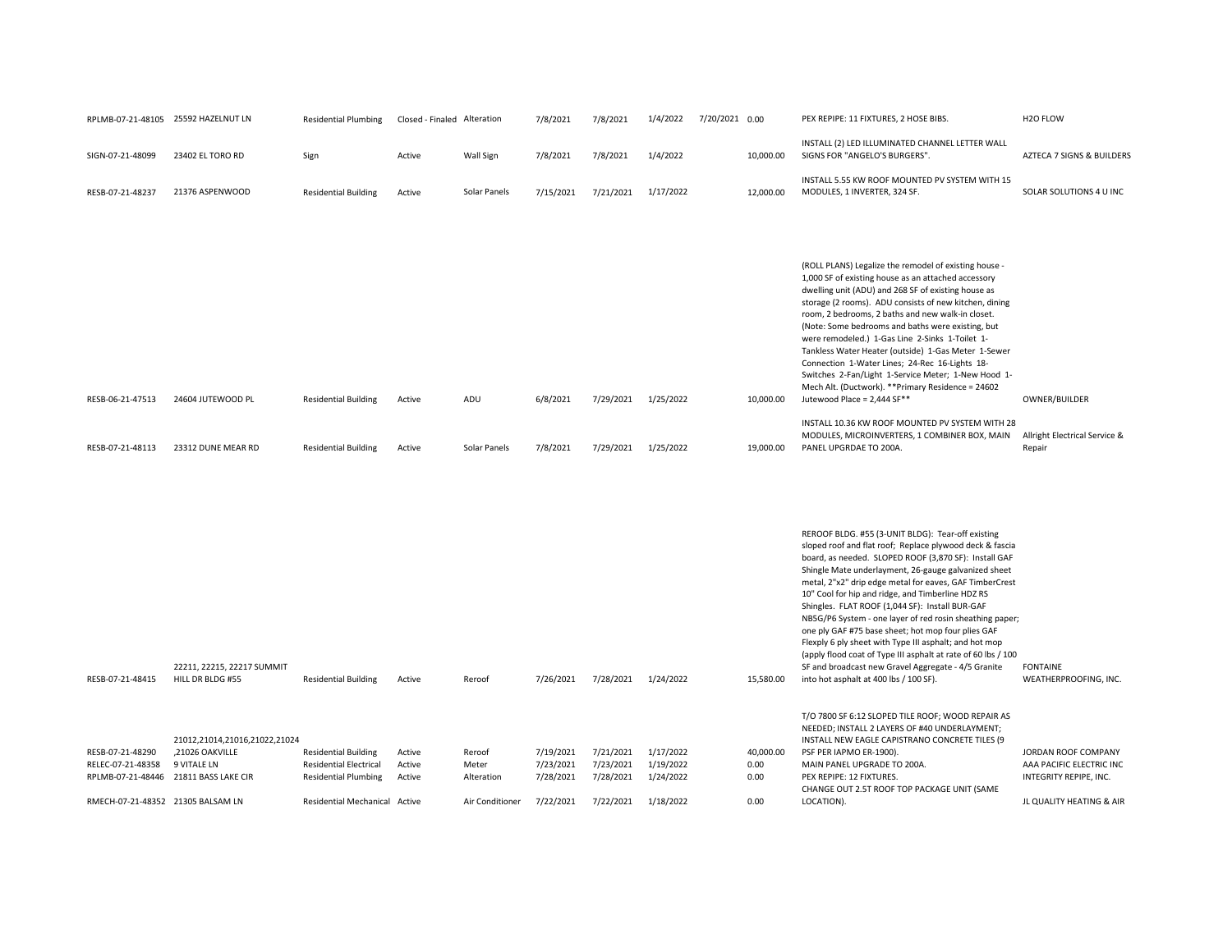| | | | | | | | | | | | |
|---|---|---|---|---|---|---|---|---|---|---|---|
| RPLMB-07-21-48105 | 25592 HAZELNUT LN | Residential Plumbing | Closed - Finaled | Alteration | 7/8/2021 | 7/8/2021 | 1/4/2022 | 7/20/2021 | 0.00 | PEX REPIPE: 11 FIXTURES, 2 HOSE BIBS. | H2O FLOW |
| SIGN-07-21-48099 | 23402 EL TORO RD | Sign | Active | Wall Sign | 7/8/2021 | 7/8/2021 | 1/4/2022 | | 10,000.00 | INSTALL (2) LED ILLUMINATED CHANNEL LETTER WALL SIGNS FOR "ANGELO'S BURGERS". | AZTECA 7 SIGNS & BUILDERS |
| RESB-07-21-48237 | 21376 ASPENWOOD | Residential Building | Active | Solar Panels | 7/15/2021 | 7/21/2021 | 1/17/2022 | | 12,000.00 | INSTALL 5.55 KW ROOF MOUNTED PV SYSTEM WITH 15 MODULES, 1 INVERTER, 324 SF. | SOLAR SOLUTIONS 4 U INC |
| RESB-06-21-47513 | 24604 JUTEWOOD PL | Residential Building | Active | ADU | 6/8/2021 | 7/29/2021 | 1/25/2022 | | 10,000.00 | (ROLL PLANS) Legalize the remodel of existing house - 1,000 SF of existing house as an attached accessory dwelling unit (ADU) and 268 SF of existing house as storage (2 rooms). ADU consists of new kitchen, dining room, 2 bedrooms, 2 baths and new walk-in closet. (Note: Some bedrooms and baths were existing, but were remodeled.) 1-Gas Line 2-Sinks 1-Toilet 1-Tankless Water Heater (outside) 1-Gas Meter 1-Sewer Connection 1-Water Lines; 24-Rec 16-Lights 18-Switches 2-Fan/Light 1-Service Meter; 1-New Hood 1-Mech Alt. (Ductwork). **Primary Residence = 24602 Jutewood Place = 2,444 SF** | OWNER/BUILDER |
| RESB-07-21-48113 | 23312 DUNE MEAR RD | Residential Building | Active | Solar Panels | 7/8/2021 | 7/29/2021 | 1/25/2022 | | 19,000.00 | INSTALL 10.36 KW ROOF MOUNTED PV SYSTEM WITH 28 MODULES, MICROINVERTERS, 1 COMBINER BOX, MAIN PANEL UPGRDAE TO 200A. | Allright Electrical Service & Repair |
| RESB-07-21-48415 | 22211, 22215, 22217 SUMMIT HILL DR BLDG #55 | Residential Building | Active | Reroof | 7/26/2021 | 7/28/2021 | 1/24/2022 | | 15,580.00 | REROOF BLDG. #55 (3-UNIT BLDG): Tear-off existing sloped roof and flat roof; Replace plywood deck & fascia board, as needed. SLOPED ROOF (3,870 SF): Install GAF Shingle Mate underlayment, 26-gauge galvanized sheet metal, 2"x2" drip edge metal for eaves, GAF TimberCrest 10" Cool for hip and ridge, and Timberline HDZ RS Shingles. FLAT ROOF (1,044 SF): Install BUR-GAF NB5G/P6 System - one layer of red rosin sheathing paper; one ply GAF #75 base sheet; hot mop four plies GAF Flexply 6 ply sheet with Type III asphalt; and hot mop (apply flood coat of Type III asphalt at rate of 60 lbs / 100 SF and broadcast new Gravel Aggregate - 4/5 Granite into hot asphalt at 400 lbs / 100 SF). | FONTAINE WEATHERPROOFING, INC. |
| RESB-07-21-48290 | 21012,21014,21016,21022,21024 ,21026 OAKVILLE | Residential Building | Active | Reroof | 7/19/2021 | 7/21/2021 | 1/17/2022 | | 40,000.00 | T/O 7800 SF 6:12 SLOPED TILE ROOF; WOOD REPAIR AS NEEDED; INSTALL 2 LAYERS OF #40 UNDERLAYMENT; INSTALL NEW EAGLE CAPISTRANO CONCRETE TILES (9 PSF PER IAPMO ER-1900). | JORDAN ROOF COMPANY |
| RELEC-07-21-48358 | 9 VITALE LN | Residential Electrical | Active | Meter | 7/23/2021 | 7/23/2021 | 1/19/2022 | | 0.00 | MAIN PANEL UPGRADE TO 200A. | AAA PACIFIC ELECTRIC INC |
| RPLMB-07-21-48446 | 21811 BASS LAKE CIR | Residential Plumbing | Active | Alteration | 7/28/2021 | 7/28/2021 | 1/24/2022 | | 0.00 | PEX REPIPE: 12 FIXTURES. | INTEGRITY REPIPE, INC. |
| RMECH-07-21-48352 | 21305 BALSAM LN | Residential Mechanical | Active | Air Conditioner | 7/22/2021 | 7/22/2021 | 1/18/2022 | | 0.00 | CHANGE OUT 2.5T ROOF TOP PACKAGE UNIT (SAME LOCATION). | JL QUALITY HEATING & AIR |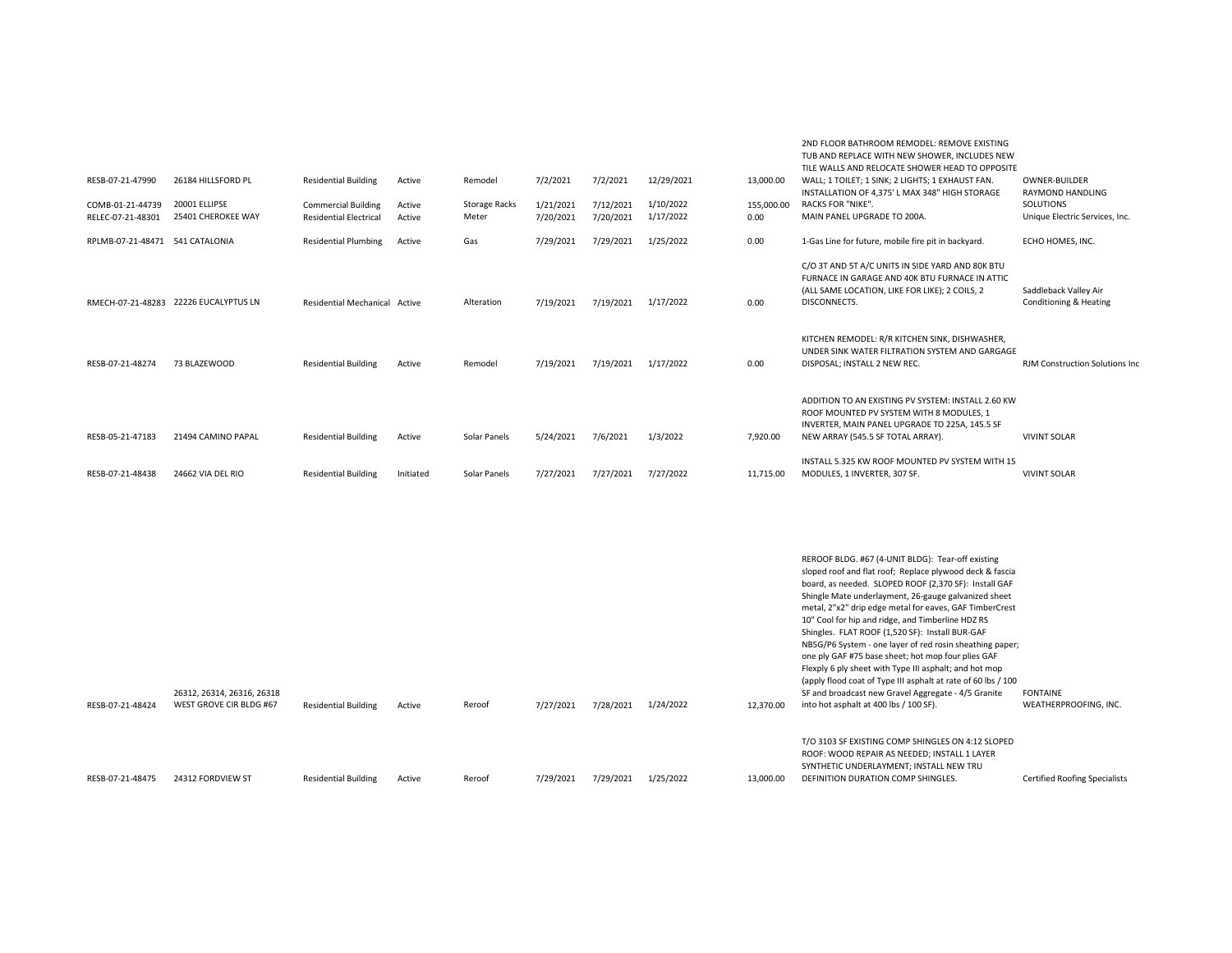| | | | | | | | | | | |
|---|---|---|---|---|---|---|---|---|---|---|
| RESB-07-21-47990 | 26184 HILLSFORD PL | Residential Building | Active | Remodel | 7/2/2021 | 7/2/2021 | 12/29/2021 | 13,000.00 | 2ND FLOOR BATHROOM REMODEL: REMOVE EXISTING TUB AND REPLACE WITH NEW SHOWER, INCLUDES NEW TILE WALLS AND RELOCATE SHOWER HEAD TO OPPOSITE WALL; 1 TOILET; 1 SINK; 2 LIGHTS; 1 EXHAUST FAN. | OWNER-BUILDER |
| COMB-01-21-44739 | 20001 ELLIPSE | Commercial Building | Active | Storage Racks | 1/21/2021 | 7/12/2021 | 1/10/2022 | 155,000.00 | INSTALLATION OF 4,375' L MAX 348" HIGH STORAGE RACKS FOR "NIKE". | RAYMOND HANDLING SOLUTIONS |
| RELEC-07-21-48301 | 25401 CHEROKEE WAY | Residential Electrical | Active | Meter | 7/20/2021 | 7/20/2021 | 1/17/2022 | 0.00 | MAIN PANEL UPGRADE TO 200A. | Unique Electric Services, Inc. |
| RPLMB-07-21-48471 | 541 CATALONIA | Residential Plumbing | Active | Gas | 7/29/2021 | 7/29/2021 | 1/25/2022 | 0.00 | 1-Gas Line for future, mobile fire pit in backyard. | ECHO HOMES, INC. |
| RMECH-07-21-48283 | 22226 EUCALYPTUS LN | Residential Mechanical | Active | Alteration | 7/19/2021 | 7/19/2021 | 1/17/2022 | 0.00 | C/O 3T AND 5T A/C UNITS IN SIDE YARD AND 80K BTU FURNACE IN GARAGE AND 40K BTU FURNACE IN ATTIC (ALL SAME LOCATION, LIKE FOR LIKE); 2 COILS, 2 DISCONNECTS. | Saddleback Valley Air Conditioning & Heating |
| RESB-07-21-48274 | 73 BLAZEWOOD | Residential Building | Active | Remodel | 7/19/2021 | 7/19/2021 | 1/17/2022 | 0.00 | KITCHEN REMODEL: R/R KITCHEN SINK, DISHWASHER, UNDER SINK WATER FILTRATION SYSTEM AND GARGAGE DISPOSAL; INSTALL 2 NEW REC. | RJM Construction Solutions Inc |
| RESB-05-21-47183 | 21494 CAMINO PAPAL | Residential Building | Active | Solar Panels | 5/24/2021 | 7/6/2021 | 1/3/2022 | 7,920.00 | ADDITION TO AN EXISTING PV SYSTEM: INSTALL 2.60 KW ROOF MOUNTED PV SYSTEM WITH 8 MODULES, 1 INVERTER, MAIN PANEL UPGRADE TO 225A, 145.5 SF NEW ARRAY (545.5 SF TOTAL ARRAY). | VIVINT SOLAR |
| RESB-07-21-48438 | 24662 VIA DEL RIO | Residential Building | Initiated | Solar Panels | 7/27/2021 | 7/27/2021 | 7/27/2022 | 11,715.00 | INSTALL 5.325 KW ROOF MOUNTED PV SYSTEM WITH 15 MODULES, 1 INVERTER, 307 SF. | VIVINT SOLAR |
| RESB-07-21-48424 | 26312, 26314, 26316, 26318 WEST GROVE CIR BLDG #67 | Residential Building | Active | Reroof | 7/27/2021 | 7/28/2021 | 1/24/2022 | 12,370.00 | REROOF BLDG. #67 (4-UNIT BLDG): Tear-off existing sloped roof and flat roof; Replace plywood deck & fascia board, as needed. SLOPED ROOF (2,370 SF): Install GAF Shingle Mate underlayment, 26-gauge galvanized sheet metal, 2"x2" drip edge metal for eaves, GAF TimberCrest 10" Cool for hip and ridge, and Timberline HDZ RS Shingles. FLAT ROOF (1,520 SF): Install BUR-GAF NB5G/P6 System - one layer of red rosin sheathing paper; one ply GAF #75 base sheet; hot mop four plies GAF Flexply 6 ply sheet with Type III asphalt; and hot mop (apply flood coat of Type III asphalt at rate of 60 lbs / 100 SF and broadcast new Gravel Aggregate - 4/5 Granite into hot asphalt at 400 lbs / 100 SF). | FONTAINE WEATHERPROOFING, INC. |
| RESB-07-21-48475 | 24312 FORDVIEW ST | Residential Building | Active | Reroof | 7/29/2021 | 7/29/2021 | 1/25/2022 | 13,000.00 | T/O 3103 SF EXISTING COMP SHINGLES ON 4:12 SLOPED ROOF: WOOD REPAIR AS NEEDED; INSTALL 1 LAYER SYNTHETIC UNDERLAYMENT; INSTALL NEW TRU DEFINITION DURATION COMP SHINGLES. | Certified Roofing Specialists |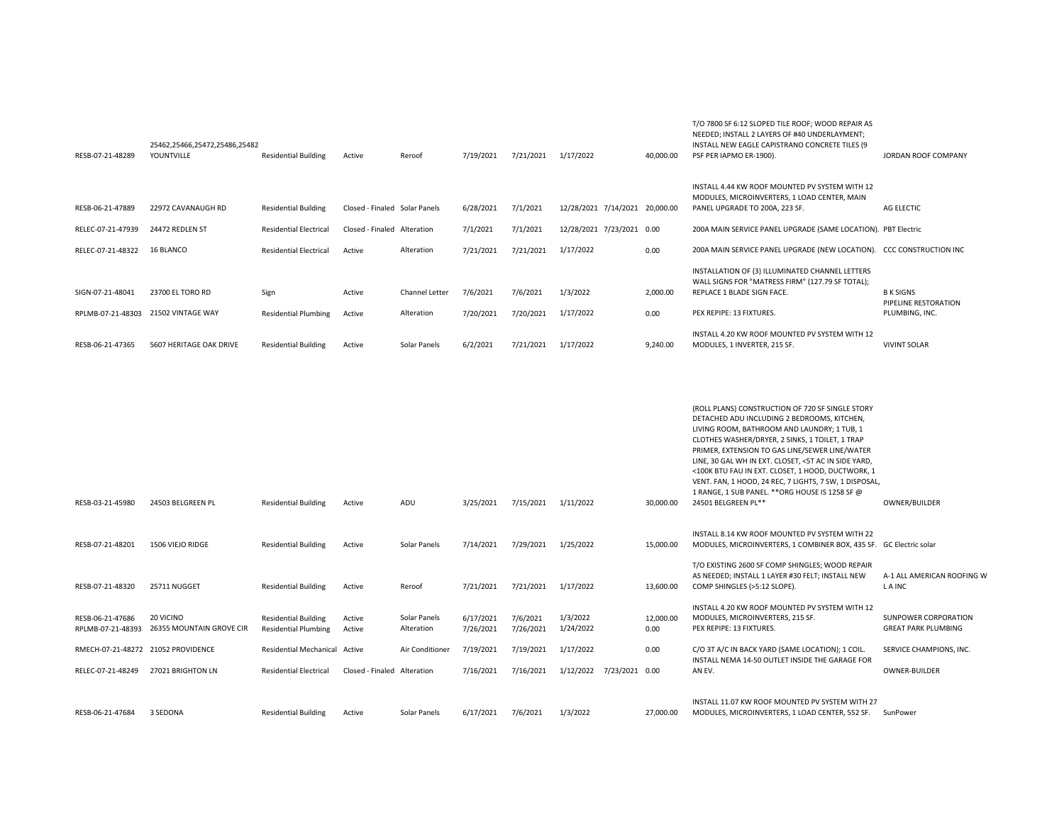| | | | | | | | | | | | |
|---|---|---|---|---|---|---|---|---|---|---|---|
| RESB-07-21-48289 | 25462,25466,25472,25486,25482 YOUNTVILLE | Residential Building | Active | Reroof | 7/19/2021 | 7/21/2021 | 1/17/2022 | | 40,000.00 | T/O 7800 SF 6:12 SLOPED TILE ROOF; WOOD REPAIR AS NEEDED; INSTALL 2 LAYERS OF #40 UNDERLAYMENT; INSTALL NEW EAGLE CAPISTRANO CONCRETE TILES (9 PSF PER IAPMO ER-1900). | JORDAN ROOF COMPANY |
| RESB-06-21-47889 | 22972 CAVANAUGH RD | Residential Building | Closed - Finaled | Solar Panels | 6/28/2021 | 7/1/2021 | 12/28/2021 | 7/14/2021 | 20,000.00 | INSTALL 4.44 KW ROOF MOUNTED PV SYSTEM WITH 12 MODULES, MICROINVERTERS, 1 LOAD CENTER, MAIN PANEL UPGRADE TO 200A, 223 SF. | AG ELECTIC |
| RELEC-07-21-47939 | 24472 REDLEN ST | Residential Electrical | Closed - Finaled | Alteration | 7/1/2021 | 7/1/2021 | 12/28/2021 | 7/23/2021 | 0.00 | 200A MAIN SERVICE PANEL UPGRADE (SAME LOCATION). | PBT Electric |
| RELEC-07-21-48322 | 16 BLANCO | Residential Electrical | Active | Alteration | 7/21/2021 | 7/21/2021 | 1/17/2022 | | 0.00 | 200A MAIN SERVICE PANEL UPGRADE (NEW LOCATION). | CCC CONSTRUCTION INC |
| SIGN-07-21-48041 | 23700 EL TORO RD | Sign | Active | Channel Letter | 7/6/2021 | 7/6/2021 | 1/3/2022 | | 2,000.00 | INSTALLATION OF (3) ILLUMINATED CHANNEL LETTERS WALL SIGNS FOR "MATRESS FIRM" (127.79 SF TOTAL); REPLACE 1 BLADE SIGN FACE. | B K SIGNS |
| RPLMB-07-21-48303 | 21502 VINTAGE WAY | Residential Plumbing | Active | Alteration | 7/20/2021 | 7/20/2021 | 1/17/2022 | | 0.00 | PEX REPIPE: 13 FIXTURES. | PIPELINE RESTORATION PLUMBING, INC. |
| RESB-06-21-47365 | 5607 HERITAGE OAK DRIVE | Residential Building | Active | Solar Panels | 6/2/2021 | 7/21/2021 | 1/17/2022 | | 9,240.00 | INSTALL 4.20 KW ROOF MOUNTED PV SYSTEM WITH 12 MODULES, 1 INVERTER, 215 SF. | VIVINT SOLAR |
| RESB-03-21-45980 | 24503 BELGREEN PL | Residential Building | Active | ADU | 3/25/2021 | 7/15/2021 | 1/11/2022 | | 30,000.00 | (ROLL PLANS) CONSTRUCTION OF 720 SF SINGLE STORY DETACHED ADU INCLUDING 2 BEDROOMS, KITCHEN, LIVING ROOM, BATHROOM AND LAUNDRY; 1 TUB, 1 CLOTHES WASHER/DRYER, 2 SINKS, 1 TOILET, 1 TRAP PRIMER, EXTENSION TO GAS LINE/SEWER LINE/WATER LINE, 30 GAL WH IN EXT. CLOSET, <5T AC IN SIDE YARD, <100K BTU FAU IN EXT. CLOSET, 1 HOOD, DUCTWORK, 1 VENT. FAN, 1 HOOD, 24 REC, 7 LIGHTS, 7 SW, 1 DISPOSAL, 1 RANGE, 1 SUB PANEL. **ORG HOUSE IS 1258 SF @ 24501 BELGREEN PL** | OWNER/BUILDER |
| RESB-07-21-48201 | 1506 VIEJO RIDGE | Residential Building | Active | Solar Panels | 7/14/2021 | 7/29/2021 | 1/25/2022 | | 15,000.00 | INSTALL 8.14 KW ROOF MOUNTED PV SYSTEM WITH 22 MODULES, MICROINVERTERS, 1 COMBINER BOX, 435 SF. | GC Electric solar |
| RESB-07-21-48320 | 25711 NUGGET | Residential Building | Active | Reroof | 7/21/2021 | 7/21/2021 | 1/17/2022 | | 13,600.00 | T/O EXISTING 2600 SF COMP SHINGLES; WOOD REPAIR AS NEEDED; INSTALL 1 LAYER #30 FELT; INSTALL NEW COMP SHINGLES (>5:12 SLOPE). | A-1 ALL AMERICAN ROOFING W L A INC |
| RESB-06-21-47686 | 20 VICINO | Residential Building | Active | Solar Panels | 6/17/2021 | 7/6/2021 | 1/3/2022 | | 12,000.00 | INSTALL 4.20 KW ROOF MOUNTED PV SYSTEM WITH 12 MODULES, MICROINVERTERS, 215 SF. | SUNPOWER CORPORATION |
| RPLMB-07-21-48393 | 26355 MOUNTAIN GROVE CIR | Residential Plumbing | Active | Alteration | 7/26/2021 | 7/26/2021 | 1/24/2022 | | 0.00 | PEX REPIPE: 13 FIXTURES. | GREAT PARK PLUMBING |
| RMECH-07-21-48272 | 21052 PROVIDENCE | Residential Mechanical | Active | Air Conditioner | 7/19/2021 | 7/19/2021 | 1/17/2022 | | 0.00 | C/O 3T A/C IN BACK YARD (SAME LOCATION); 1 COIL. | SERVICE CHAMPIONS, INC. |
| RELEC-07-21-48249 | 27021 BRIGHTON LN | Residential Electrical | Closed - Finaled | Alteration | 7/16/2021 | 7/16/2021 | 1/12/2022 | 7/23/2021 | 0.00 | INSTALL NEMA 14-50 OUTLET INSIDE THE GARAGE FOR AN EV. | OWNER-BUILDER |
| RESB-06-21-47684 | 3 SEDONA | Residential Building | Active | Solar Panels | 6/17/2021 | 7/6/2021 | 1/3/2022 | | 27,000.00 | INSTALL 11.07 KW ROOF MOUNTED PV SYSTEM WITH 27 MODULES, MICROINVERTERS, 1 LOAD CENTER, 552 SF. | SunPower |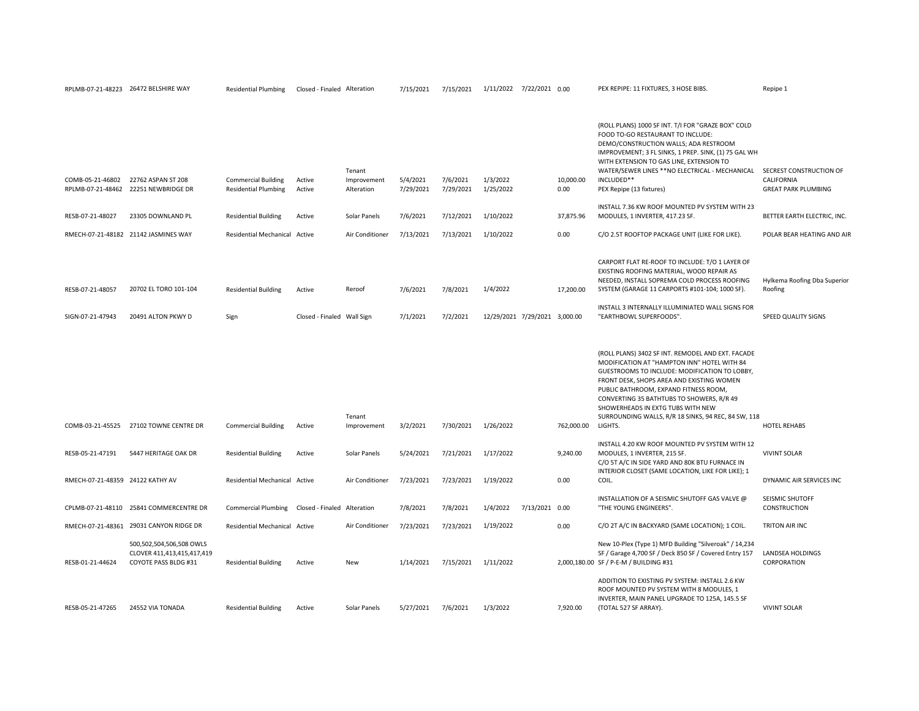| | | | | | | | | | | | |
|---|---|---|---|---|---|---|---|---|---|---|---|
| RPLMB-07-21-48223 | 26472 BELSHIRE WAY | Residential Plumbing | Closed - Finaled | Alteration | 7/15/2021 | 7/15/2021 | 1/11/2022 | 7/22/2021 | 0.00 | PEX REPIPE: 11 FIXTURES, 3 HOSE BIBS. | Repipe 1 |
| COMB-05-21-46802 | 22762 ASPAN ST 208 | Commercial Building | Active | Tenant Improvement | 5/4/2021 | 7/6/2021 | 1/3/2022 | | 10,000.00 | (ROLL PLANS) 1000 SF INT. T/I FOR "GRAZE BOX" COLD FOOD TO-GO RESTAURANT TO INCLUDE: DEMO/CONSTRUCTION WALLS; ADA RESTROOM IMPROVEMENT; 3 FL SINKS, 1 PREP. SINK, (1) 75 GAL WH WITH EXTENSION TO GAS LINE, EXTENSION TO WATER/SEWER LINES **NO ELECTRICAL - MECHANICAL INCLUDED** | SECREST CONSTRUCTION OF CALIFORNIA |
| RPLMB-07-21-48462 | 22251 NEWBRIDGE DR | Residential Plumbing | Active | Alteration | 7/29/2021 | 7/29/2021 | 1/25/2022 | | 0.00 | PEX Repipe (13 fixtures) | GREAT PARK PLUMBING |
| RESB-07-21-48027 | 23305 DOWNLAND PL | Residential Building | Active | Solar Panels | 7/6/2021 | 7/12/2021 | 1/10/2022 | | 37,875.96 | INSTALL 7.36 KW ROOF MOUNTED PV SYSTEM WITH 23 MODULES, 1 INVERTER, 417.23 SF. | BETTER EARTH ELECTRIC, INC. |
| RMECH-07-21-48182 | 21142 JASMINES WAY | Residential Mechanical | Active | Air Conditioner | 7/13/2021 | 7/13/2021 | 1/10/2022 | | 0.00 | C/O 2.5T ROOFTOP PACKAGE UNIT (LIKE FOR LIKE). | POLAR BEAR HEATING AND AIR |
| RESB-07-21-48057 | 20702 EL TORO 101-104 | Residential Building | Active | Reroof | 7/6/2021 | 7/8/2021 | 1/4/2022 | | 17,200.00 | CARPORT FLAT RE-ROOF TO INCLUDE: T/O 1 LAYER OF EXISTING ROOFING MATERIAL, WOOD REPAIR AS NEEDED, INSTALL SOPREMA COLD PROCESS ROOFING SYSTEM (GARAGE 11 CARPORTS #101-104; 1000 SF). | Hylkema Roofing Dba Superior Roofing |
| SIGN-07-21-47943 | 20491 ALTON PKWY D | Sign | Closed - Finaled | Wall Sign | 7/1/2021 | 7/2/2021 | 12/29/2021 | 7/29/2021 | 3,000.00 | INSTALL 3 INTERNALLY ILLUMINIATED WALL SIGNS FOR "EARTHBOWL SUPERFOODS". | SPEED QUALITY SIGNS |
| COMB-03-21-45525 | 27102 TOWNE CENTRE DR | Commercial Building | Active | Tenant Improvement | 3/2/2021 | 7/30/2021 | 1/26/2022 | | 762,000.00 | (ROLL PLANS) 3402 SF INT. REMODEL AND EXT. FACADE MODIFICATION AT "HAMPTON INN" HOTEL WITH 84 GUESTROOMS TO INCLUDE: MODIFICATION TO LOBBY, FRONT DESK, SHOPS AREA AND EXISTING WOMEN PUBLIC BATHROOM, EXPAND FITNESS ROOM, CONVERTING 35 BATHTUBS TO SHOWERS, R/R 49 SHOWERHEADS IN EXTG TUBS WITH NEW SURROUNDING WALLS, R/R 18 SINKS, 94 REC, 84 SW, 118 LIGHTS. | HOTEL REHABS |
| RESB-05-21-47191 | 5447 HERITAGE OAK DR | Residential Building | Active | Solar Panels | 5/24/2021 | 7/21/2021 | 1/17/2022 | | 9,240.00 | INSTALL 4.20 KW ROOF MOUNTED PV SYSTEM WITH 12 MODULES, 1 INVERTER, 215 SF. | VIVINT SOLAR |
| RMECH-07-21-48359 | 24122 KATHY AV | Residential Mechanical | Active | Air Conditioner | 7/23/2021 | 7/23/2021 | 1/19/2022 | | 0.00 | C/O 5T A/C IN SIDE YARD AND 80K BTU FURNACE IN INTERIOR CLOSET (SAME LOCATION, LIKE FOR LIKE); 1 COIL. | DYNAMIC AIR SERVICES INC |
| CPLMB-07-21-48110 | 25841 COMMERCENTRE DR | Commercial Plumbing | Closed - Finaled | Alteration | 7/8/2021 | 7/8/2021 | 1/4/2022 | 7/13/2021 | 0.00 | INSTALLATION OF A SEISMIC SHUTOFF GAS VALVE @ "THE YOUNG ENGINEERS". | SEISMIC SHUTOFF CONSTRUCTION |
| RMECH-07-21-48361 | 29031 CANYON RIDGE DR | Residential Mechanical | Active | Air Conditioner | 7/23/2021 | 7/23/2021 | 1/19/2022 | | 0.00 | C/O 2T A/C IN BACKYARD (SAME LOCATION); 1 COIL. | TRITON AIR INC |
| RESB-01-21-44624 | 500,502,504,506,508 OWLS CLOVER 411,413,415,417,419 COYOTE PASS BLDG #31 | Residential Building | Active | New | 1/14/2021 | 7/15/2021 | 1/11/2022 | | 2,000,180.00 | New 10-Plex (Type 1) MFD Building "Silveroak" / 14,234 SF / Garage 4,700 SF / Deck 850 SF / Covered Entry 157 SF / P-E-M / BUILDING #31 | LANDSEA HOLDINGS CORPORATION |
| RESB-05-21-47265 | 24552 VIA TONADA | Residential Building | Active | Solar Panels | 5/27/2021 | 7/6/2021 | 1/3/2022 | | 7,920.00 | ADDITION TO EXISTING PV SYSTEM: INSTALL 2.6 KW ROOF MOUNTED PV SYSTEM WITH 8 MODULES, 1 INVERTER, MAIN PANEL UPGRADE TO 125A, 145.5 SF (TOTAL 527 SF ARRAY). | VIVINT SOLAR |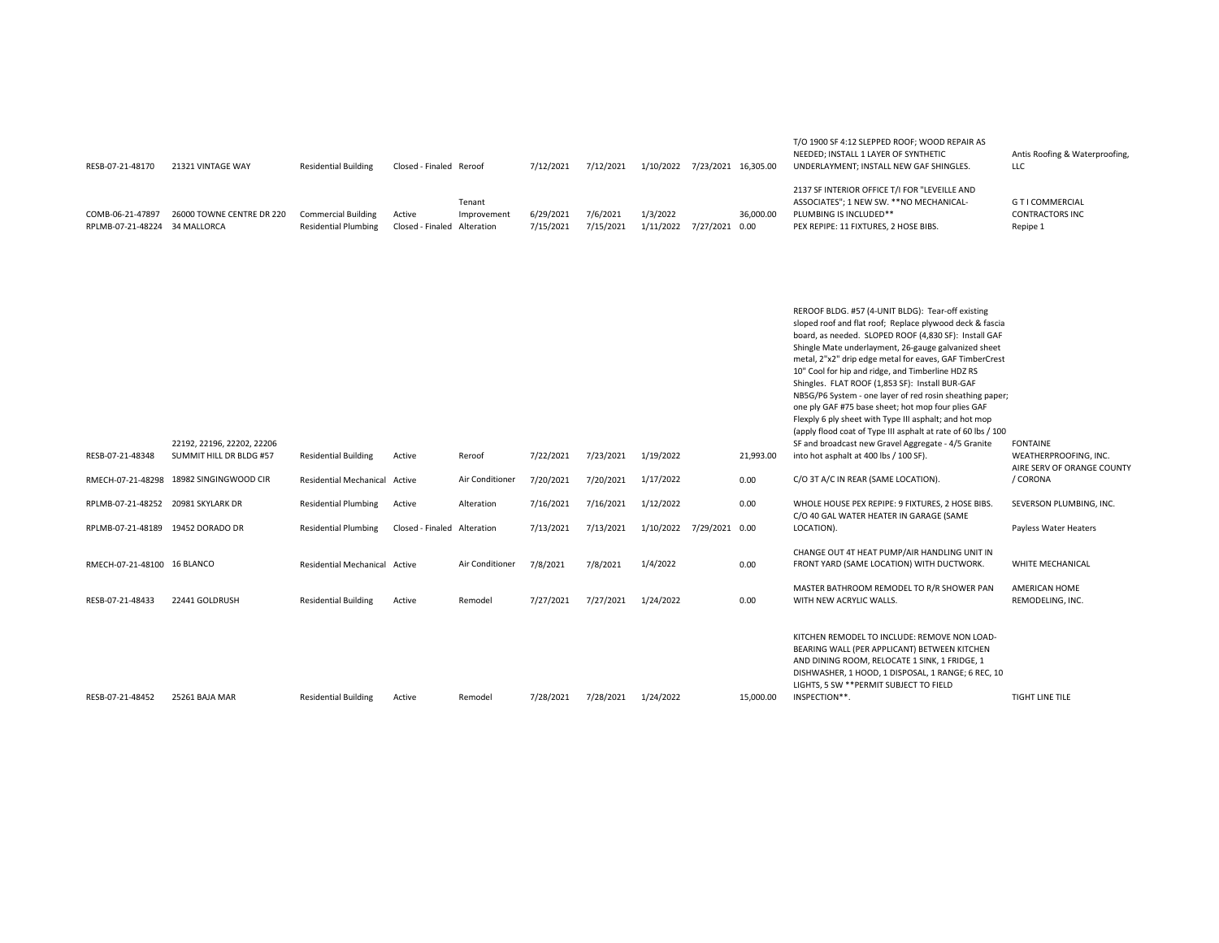| | | | | | | | | | | | |
|---|---|---|---|---|---|---|---|---|---|---|---|
| RESB-07-21-48170 | 21321 VINTAGE WAY | Residential Building | Closed - Finaled | Reroof | 7/12/2021 | 7/12/2021 | 1/10/2022 | 7/23/2021 | 16,305.00 | T/O 1900 SF 4:12 SLEPPED ROOF; WOOD REPAIR AS NEEDED; INSTALL 1 LAYER OF SYNTHETIC UNDERLAYMENT; INSTALL NEW GAF SHINGLES. | Antis Roofing & Waterproofing, LLC |
| COMB-06-21-47897 | 26000 TOWNE CENTRE DR 220 | Commercial Building | Active | Tenant Improvement | 6/29/2021 | 7/6/2021 | 1/3/2022 | | 36,000.00 | 2137 SF INTERIOR OFFICE T/I FOR "LEVEILLE AND ASSOCIATES"; 1 NEW SW. **NO MECHANICAL-PLUMBING IS INCLUDED** | G T I COMMERCIAL CONTRACTORS INC |
| RPLMB-07-21-48224 | 34 MALLORCA | Residential Plumbing | Closed - Finaled | Alteration | 7/15/2021 | 7/15/2021 | 1/11/2022 | 7/27/2021 | 0.00 | PEX REPIPE: 11 FIXTURES, 2 HOSE BIBS. | Repipe 1 |
| RESB-07-21-48348 | 22192, 22196, 22202, 22206 SUMMIT HILL DR BLDG #57 | Residential Building | Active | Reroof | 7/22/2021 | 7/23/2021 | 1/19/2022 | | 21,993.00 | REROOF BLDG. #57 (4-UNIT BLDG): Tear-off existing sloped roof and flat roof; Replace plywood deck & fascia board, as needed. SLOPED ROOF (4,830 SF): Install GAF Shingle Mate underlayment, 26-gauge galvanized sheet metal, 2"x2" drip edge metal for eaves, GAF TimberCrest 10" Cool for hip and ridge, and Timberline HDZ RS Shingles. FLAT ROOF (1,853 SF): Install BUR-GAF NB5G/P6 System - one layer of red rosin sheathing paper; one ply GAF #75 base sheet; hot mop four plies GAF Flexply 6 ply sheet with Type III asphalt; and hot mop (apply flood coat of Type III asphalt at rate of 60 lbs / 100 SF and broadcast new Gravel Aggregate - 4/5 Granite into hot asphalt at 400 lbs / 100 SF). | FONTAINE WEATHERPROOFING, INC. |
| RMECH-07-21-48298 | 18982 SINGINGWOOD CIR | Residential Mechanical | Active | Air Conditioner | 7/20/2021 | 7/20/2021 | 1/17/2022 | | 0.00 | C/O 3T A/C IN REAR (SAME LOCATION). | AIRE SERV OF ORANGE COUNTY / CORONA |
| RPLMB-07-21-48252 | 20981 SKYLARK DR | Residential Plumbing | Active | Alteration | 7/16/2021 | 7/16/2021 | 1/12/2022 | | 0.00 | WHOLE HOUSE PEX REPIPE: 9 FIXTURES, 2 HOSE BIBS. | SEVERSON PLUMBING, INC. |
| RPLMB-07-21-48189 | 19452 DORADO DR | Residential Plumbing | Closed - Finaled | Alteration | 7/13/2021 | 7/13/2021 | 1/10/2022 | 7/29/2021 | 0.00 | C/O 40 GAL WATER HEATER IN GARAGE (SAME LOCATION). | Payless Water Heaters |
| RMECH-07-21-48100 | 16 BLANCO | Residential Mechanical | Active | Air Conditioner | 7/8/2021 | 7/8/2021 | 1/4/2022 | | 0.00 | CHANGE OUT 4T HEAT PUMP/AIR HANDLING UNIT IN FRONT YARD (SAME LOCATION) WITH DUCTWORK. | WHITE MECHANICAL |
| RESB-07-21-48433 | 22441 GOLDRUSH | Residential Building | Active | Remodel | 7/27/2021 | 7/27/2021 | 1/24/2022 | | 0.00 | MASTER BATHROOM REMODEL TO R/R SHOWER PAN WITH NEW ACRYLIC WALLS. | AMERICAN HOME REMODELING, INC. |
| RESB-07-21-48452 | 25261 BAJA MAR | Residential Building | Active | Remodel | 7/28/2021 | 7/28/2021 | 1/24/2022 | | 15,000.00 | KITCHEN REMODEL TO INCLUDE: REMOVE NON LOAD-BEARING WALL (PER APPLICANT) BETWEEN KITCHEN AND DINING ROOM, RELOCATE 1 SINK, 1 FRIDGE, 1 DISHWASHER, 1 HOOD, 1 DISPOSAL, 1 RANGE; 6 REC, 10 LIGHTS, 5 SW **PERMIT SUBJECT TO FIELD INSPECTION**. | TIGHT LINE TILE |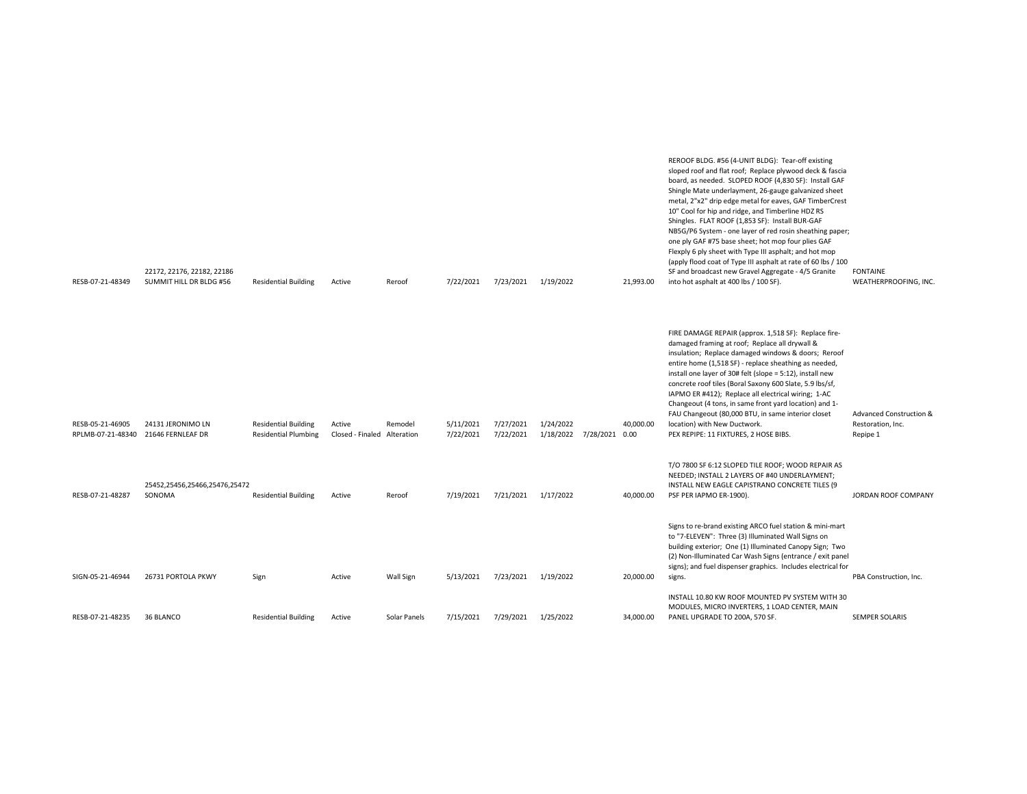| | | | | | | | | | | | |
|---|---|---|---|---|---|---|---|---|---|---|---|
| RESB-07-21-48349 | 22172, 22176, 22182, 22186 SUMMIT HILL DR BLDG #56 | Residential Building | Active | Reroof | 7/22/2021 | 7/23/2021 | 1/19/2022 | | 21,993.00 | REROOF BLDG. #56 (4-UNIT BLDG): Tear-off existing sloped roof and flat roof; Replace plywood deck & fascia board, as needed. SLOPED ROOF (4,830 SF): Install GAF Shingle Mate underlayment, 26-gauge galvanized sheet metal, 2"x2" drip edge metal for eaves, GAF TimberCrest 10" Cool for hip and ridge, and Timberline HDZ RS Shingles. FLAT ROOF (1,853 SF): Install BUR-GAF NB5G/P6 System - one layer of red rosin sheathing paper; one ply GAF #75 base sheet; hot mop four plies GAF Flexply 6 ply sheet with Type III asphalt; and hot mop (apply flood coat of Type III asphalt at rate of 60 lbs / 100 SF and broadcast new Gravel Aggregate - 4/5 Granite into hot asphalt at 400 lbs / 100 SF). | FONTAINE WEATHERPROOFING, INC. |
| RESB-05-21-46905 | 24131 JERONIMO LN | Residential Building | Active | Remodel | 5/11/2021 | 7/27/2021 | 1/24/2022 | | 40,000.00 | FIRE DAMAGE REPAIR (approx. 1,518 SF): Replace fire-damaged framing at roof; Replace all drywall & insulation; Replace damaged windows & doors; Reroof entire home (1,518 SF) - replace sheathing as needed, install one layer of 30# felt (slope = 5:12), install new concrete roof tiles (Boral Saxony 600 Slate, 5.9 lbs/sf, IAPMO ER #412); Replace all electrical wiring; 1-AC Changeout (4 tons, in same front yard location) and 1-FAU Changeout (80,000 BTU, in same interior closet location) with New Ductwork. | Advanced Construction & Restoration, Inc. |
| RPLMB-07-21-48340 | 21646 FERNLEAF DR | Residential Plumbing | Closed - Finaled | Alteration | 7/22/2021 | 7/22/2021 | 1/18/2022 | 7/28/2021 | 0.00 | PEX REPIPE: 11 FIXTURES, 2 HOSE BIBS. | Repipe 1 |
| RESB-07-21-48287 | 25452,25456,25466,25476,25472 SONOMA | Residential Building | Active | Reroof | 7/19/2021 | 7/21/2021 | 1/17/2022 | | 40,000.00 | T/O 7800 SF 6:12 SLOPED TILE ROOF; WOOD REPAIR AS NEEDED; INSTALL 2 LAYERS OF #40 UNDERLAYMENT; INSTALL NEW EAGLE CAPISTRANO CONCRETE TILES (9 PSF PER IAPMO ER-1900). | JORDAN ROOF COMPANY |
| SIGN-05-21-46944 | 26731 PORTOLA PKWY | Sign | Active | Wall Sign | 5/13/2021 | 7/23/2021 | 1/19/2022 | | 20,000.00 | Signs to re-brand existing ARCO fuel station & mini-mart to "7-ELEVEN": Three (3) Illuminated Wall Signs on building exterior; One (1) Illuminated Canopy Sign; Two (2) Non-Illuminated Car Wash Signs (entrance / exit panel signs); and fuel dispenser graphics. Includes electrical for signs. | PBA Construction, Inc. |
| RESB-07-21-48235 | 36 BLANCO | Residential Building | Active | Solar Panels | 7/15/2021 | 7/29/2021 | 1/25/2022 | | 34,000.00 | INSTALL 10.80 KW ROOF MOUNTED PV SYSTEM WITH 30 MODULES, MICRO INVERTERS, 1 LOAD CENTER, MAIN PANEL UPGRADE TO 200A, 570 SF. | SEMPER SOLARIS |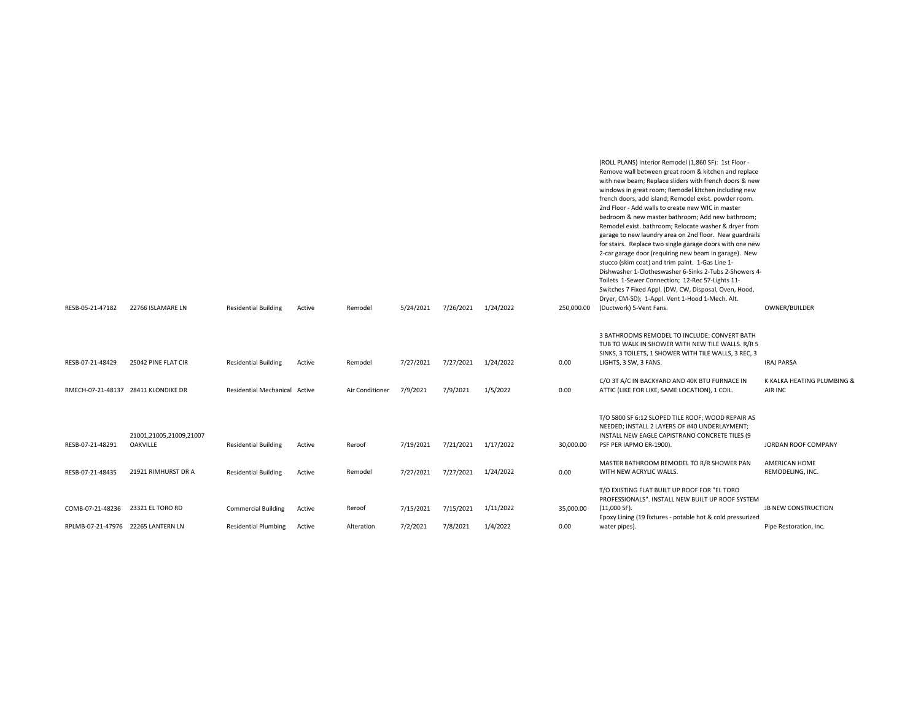| | | | | | | | | | | |
|---|---|---|---|---|---|---|---|---|---|---|
| RESB-05-21-47182 | 22766 ISLAMARE LN | Residential Building | Active | Remodel | 5/24/2021 | 7/26/2021 | 1/24/2022 | 250,000.00 | (ROLL PLANS) Interior Remodel (1,860 SF): 1st Floor - Remove wall between great room & kitchen and replace with new beam; Replace sliders with french doors & new windows in great room; Remodel kitchen including new french doors, add island; Remodel exist. powder room. 2nd Floor - Add walls to create new WIC in master bedroom & new master bathroom; Add new bathroom; Remodel exist. bathroom; Relocate washer & dryer from garage to new laundry area on 2nd floor. New guardrails for stairs. Replace two single garage doors with one new 2-car garage door (requiring new beam in garage). New stucco (skim coat) and trim paint. 1-Gas Line 1-Dishwasher 1-Clotheswasher 6-Sinks 2-Tubs 2-Showers 4-Toilets 1-Sewer Connection; 12-Rec 57-Lights 11-Switches 7 Fixed Appl. (DW, CW, Disposal, Oven, Hood, Dryer, CM-SD); 1-Appl. Vent 1-Hood 1-Mech. Alt. (Ductwork) 5-Vent Fans. | OWNER/BUILDER |
| RESB-07-21-48429 | 25042 PINE FLAT CIR | Residential Building | Active | Remodel | 7/27/2021 | 7/27/2021 | 1/24/2022 | 0.00 | 3 BATHROOMS REMODEL TO INCLUDE: CONVERT BATH TUB TO WALK IN SHOWER WITH NEW TILE WALLS. R/R 5 SINKS, 3 TOILETS, 1 SHOWER WITH TILE WALLS, 3 REC, 3 LIGHTS, 3 SW, 3 FANS. | IRAJ PARSA |
| RMECH-07-21-48137 | 28411 KLONDIKE DR | Residential Mechanical | Active | Air Conditioner | 7/9/2021 | 7/9/2021 | 1/5/2022 | 0.00 | C/O 3T A/C IN BACKYARD AND 40K BTU FURNACE IN ATTIC (LIKE FOR LIKE, SAME LOCATION), 1 COIL. | K KALKA HEATING PLUMBING & AIR INC |
| RESB-07-21-48291 | 21001,21005,21009,21007 OAKVILLE | Residential Building | Active | Reroof | 7/19/2021 | 7/21/2021 | 1/17/2022 | 30,000.00 | T/O 5800 SF 6:12 SLOPED TILE ROOF; WOOD REPAIR AS NEEDED; INSTALL 2 LAYERS OF #40 UNDERLAYMENT; INSTALL NEW EAGLE CAPISTRANO CONCRETE TILES (9 PSF PER IAPMO ER-1900). | JORDAN ROOF COMPANY |
| RESB-07-21-48435 | 21921 RIMHURST DR A | Residential Building | Active | Remodel | 7/27/2021 | 7/27/2021 | 1/24/2022 | 0.00 | MASTER BATHROOM REMODEL TO R/R SHOWER PAN WITH NEW ACRYLIC WALLS. | AMERICAN HOME REMODELING, INC. |
| COMB-07-21-48236 | 23321 EL TORO RD | Commercial Building | Active | Reroof | 7/15/2021 | 7/15/2021 | 1/11/2022 | 35,000.00 | T/O EXISTING FLAT BUILT UP ROOF FOR "EL TORO PROFESSIONALS". INSTALL NEW BUILT UP ROOF SYSTEM (11,000 SF). | JB NEW CONSTRUCTION |
| RPLMB-07-21-47976 | 22265 LANTERN LN | Residential Plumbing | Active | Alteration | 7/2/2021 | 7/8/2021 | 1/4/2022 | 0.00 | Epoxy Lining (19 fixtures - potable hot & cold pressurized water pipes). | Pipe Restoration, Inc. |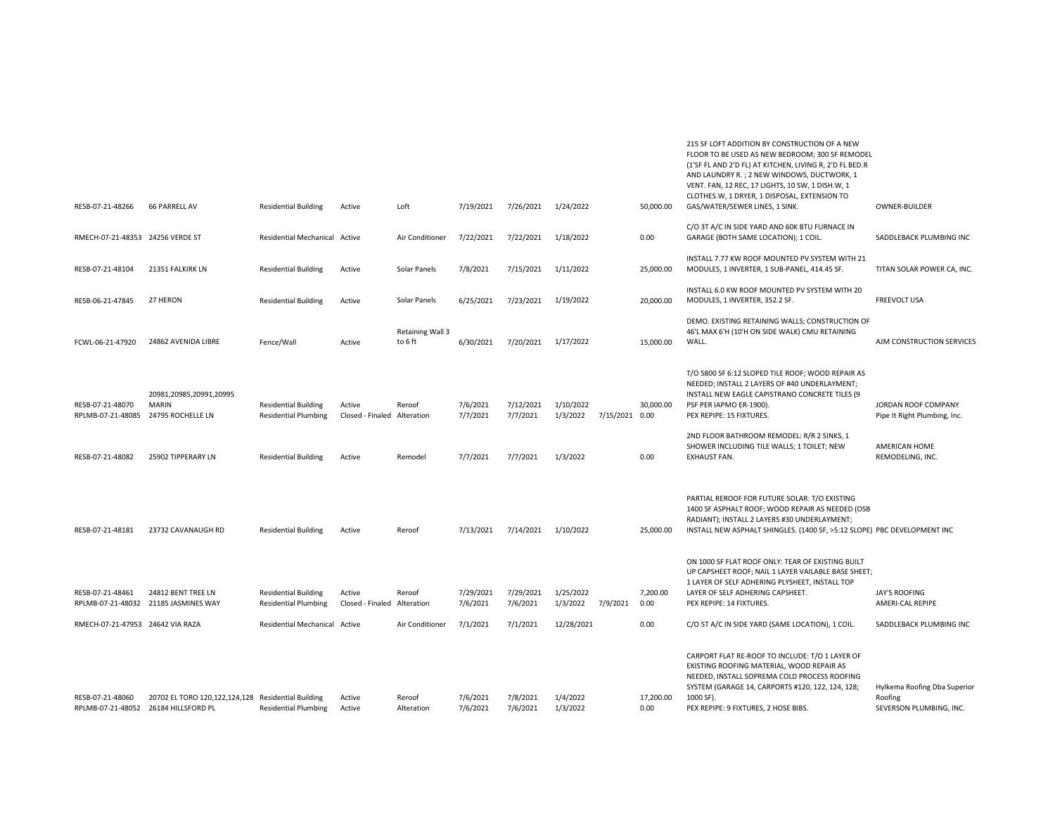| | | | | | | | | | | | |
|---|---|---|---|---|---|---|---|---|---|---|---|
| RESB-07-21-48266 | 66 PARRELL AV | Residential Building | Active | Loft | 7/19/2021 | 7/26/2021 | 1/24/2022 | | 50,000.00 | 215 SF LOFT ADDITION BY CONSTRUCTION OF A NEW FLOOR TO BE USED AS NEW BEDROOM; 300 SF REMODEL (1'SF FL AND 2'D FL) AT KITCHEN, LIVING R, 2'D FL BED.R AND LAUNDRY R. ; 2 NEW WINDOWS, DUCTWORK, 1 VENT. FAN, 12 REC, 17 LIGHTS, 10 SW, 1 DISH.W, 1 CLOTHES.W, 1 DRYER, 1 DISPOSAL, EXTENSION TO GAS/WATER/SEWER LINES, 1 SINK. | OWNER-BUILDER |
| RMECH-07-21-48353 | 24256 VERDE ST | Residential Mechanical | Active | Air Conditioner | 7/22/2021 | 7/22/2021 | 1/18/2022 | | 0.00 | C/O 3T A/C IN SIDE YARD AND 60K BTU FURNACE IN GARAGE (BOTH SAME LOCATION); 1 COIL. | SADDLEBACK PLUMBING INC |
| RESB-07-21-48104 | 21351 FALKIRK LN | Residential Building | Active | Solar Panels | 7/8/2021 | 7/15/2021 | 1/11/2022 | | 25,000.00 | INSTALL 7.77 KW ROOF MOUNTED PV SYSTEM WITH 21 MODULES, 1 INVERTER, 1 SUB-PANEL, 414.45 SF. | TITAN SOLAR POWER CA, INC. |
| RESB-06-21-47845 | 27 HERON | Residential Building | Active | Solar Panels | 6/25/2021 | 7/23/2021 | 1/19/2022 | | 20,000.00 | INSTALL 6.0 KW ROOF MOUNTED PV SYSTEM WITH 20 MODULES, 1 INVERTER, 352.2 SF. | FREEVOLT USA |
| FCWL-06-21-47920 | 24862 AVENIDA LIBRE | Fence/Wall | Active | Retaining Wall 3 to 6 ft | 6/30/2021 | 7/20/2021 | 1/17/2022 | | 15,000.00 | DEMO. EXISTING RETAINING WALLS; CONSTRUCTION OF 46'L MAX 6'H (10'H ON SIDE WALK) CMU RETAINING WALL. | AJM CONSTRUCTION SERVICES |
| RESB-07-21-48070 | 20981,20985,20991,20995 MARIN | Residential Building | Active | Reroof | 7/6/2021 | 7/12/2021 | 1/10/2022 | | 30,000.00 | T/O 5800 SF 6:12 SLOPED TILE ROOF; WOOD REPAIR AS NEEDED; INSTALL 2 LAYERS OF #40 UNDERLAYMENT; INSTALL NEW EAGLE CAPISTRANO CONCRETE TILES (9 PSF PER IAPMO ER-1900). | JORDAN ROOF COMPANY |
| RPLMB-07-21-48085 | 24795 ROCHELLE LN | Residential Plumbing | Closed - Finaled | Alteration | 7/7/2021 | 7/7/2021 | 1/3/2022 | 7/15/2021 | 0.00 | PEX REPIPE: 15 FIXTURES. | Pipe It Right Plumbing, Inc. |
| RESB-07-21-48082 | 25902 TIPPERARY LN | Residential Building | Active | Remodel | 7/7/2021 | 7/7/2021 | 1/3/2022 | | 0.00 | 2ND FLOOR BATHROOM REMODEL: R/R 2 SINKS, 1 SHOWER INCLUDING TILE WALLS; 1 TOILET; NEW EXHAUST FAN. | AMERICAN HOME REMODELING, INC. |
| RESB-07-21-48181 | 23732 CAVANAUGH RD | Residential Building | Active | Reroof | 7/13/2021 | 7/14/2021 | 1/10/2022 | | 25,000.00 | PARTIAL REROOF FOR FUTURE SOLAR: T/O EXISTING 1400 SF ASPHALT ROOF; WOOD REPAIR AS NEEDED (OSB RADIANT); INSTALL 2 LAYERS #30 UNDERLAYMENT; INSTALL NEW ASPHALT SHINGLES. (1400 SF, >5:12 SLOPE) | PBC DEVELOPMENT INC |
| RESB-07-21-48461 | 24812 BENT TREE LN | Residential Building | Active | Reroof | 7/29/2021 | 7/29/2021 | 1/25/2022 | | 7,200.00 | ON 1000 SF FLAT ROOF ONLY: TEAR OF EXISTING BUILT UP CAPSHEET ROOF; NAIL 1 LAYER VAILABLE BASE SHEET; 1 LAYER OF SELF ADHERING PLYSHEET, INSTALL TOP LAYER OF SELF ADHERING CAPSHEET. | JAY'S ROOFING |
| RPLMB-07-21-48032 | 21185 JASMINES WAY | Residential Plumbing | Closed - Finaled | Alteration | 7/6/2021 | 7/6/2021 | 1/3/2022 | 7/9/2021 | 0.00 | PEX REPIPE: 14 FIXTURES. | AMERI-CAL REPIPE |
| RMECH-07-21-47953 | 24642 VIA RAZA | Residential Mechanical | Active | Air Conditioner | 7/1/2021 | 7/1/2021 | 12/28/2021 | | 0.00 | C/O 5T A/C IN SIDE YARD (SAME LOCATION), 1 COIL. | SADDLEBACK PLUMBING INC |
| RESB-07-21-48060 | 20702 EL TORO 120,122,124,128 | Residential Building | Active | Reroof | 7/6/2021 | 7/8/2021 | 1/4/2022 | | 17,200.00 | CARPORT FLAT RE-ROOF TO INCLUDE: T/O 1 LAYER OF EXISTING ROOFING MATERIAL, WOOD REPAIR AS NEEDED, INSTALL SOPREMA COLD PROCESS ROOFING SYSTEM (GARAGE 14, CARPORTS #120, 122, 124, 128; 1000 SF). | Hylkema Roofing Dba Superior Roofing |
| RPLMB-07-21-48052 | 26184 HILLSFORD PL | Residential Plumbing | Active | Alteration | 7/6/2021 | 7/6/2021 | 1/3/2022 | | 0.00 | PEX REPIPE: 9 FIXTURES, 2 HOSE BIBS. | SEVERSON PLUMBING, INC. |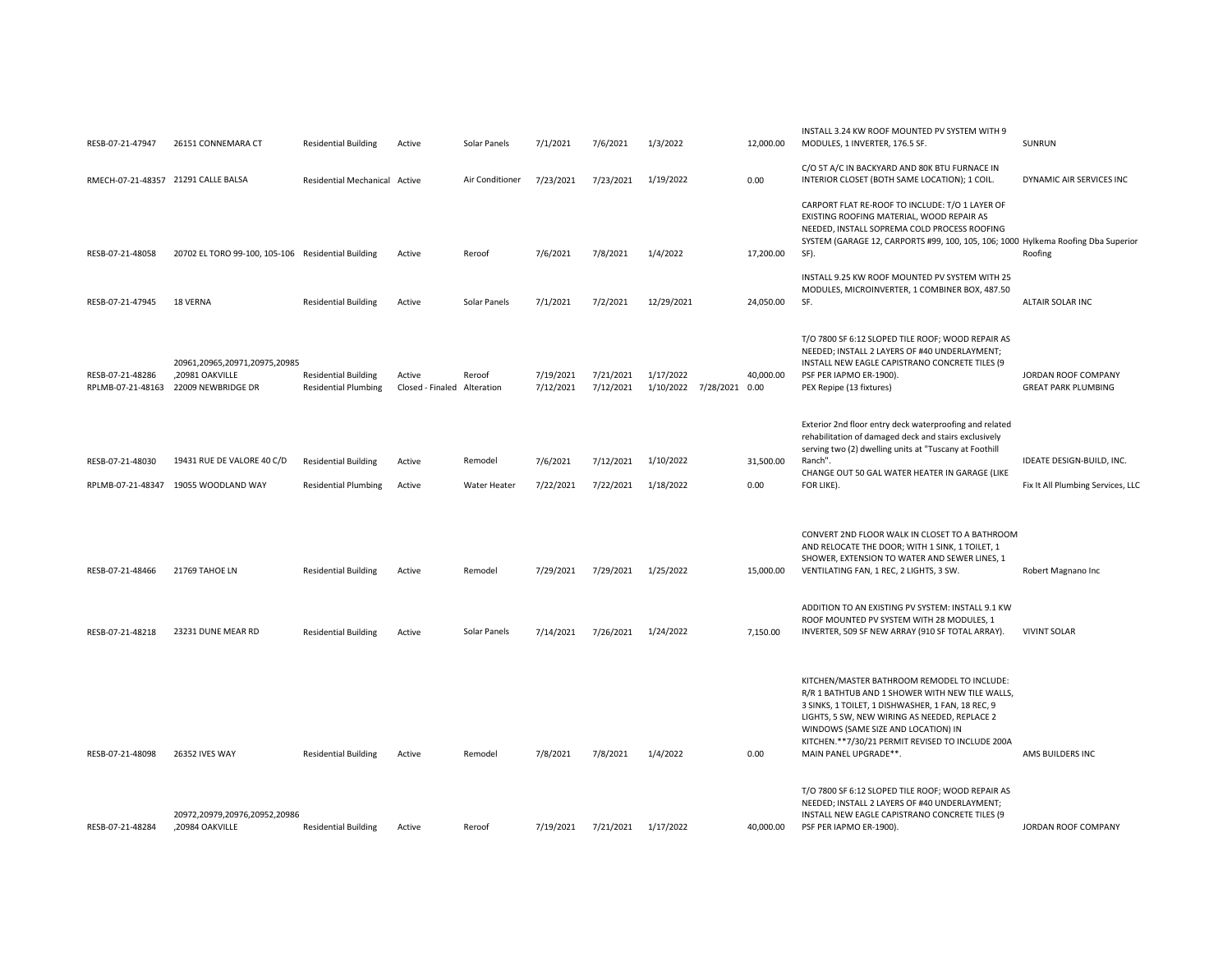| | | | | | | | | | | | |
|---|---|---|---|---|---|---|---|---|---|---|---|
| RESB-07-21-47947 | 26151 CONNEMARA CT | Residential Building | Active | Solar Panels | 7/1/2021 | 7/6/2021 | 1/3/2022 | | 12,000.00 | INSTALL 3.24 KW ROOF MOUNTED PV SYSTEM WITH 9 MODULES, 1 INVERTER, 176.5 SF. | SUNRUN |
| RMECH-07-21-48357 | 21291 CALLE BALSA | Residential Mechanical | Active | Air Conditioner | 7/23/2021 | 7/23/2021 | 1/19/2022 | | 0.00 | C/O 5T A/C IN BACKYARD AND 80K BTU FURNACE IN INTERIOR CLOSET (BOTH SAME LOCATION); 1 COIL. | DYNAMIC AIR SERVICES INC |
| RESB-07-21-48058 | 20702 EL TORO 99-100, 105-106 | Residential Building | Active | Reroof | 7/6/2021 | 7/8/2021 | 1/4/2022 | | 17,200.00 | CARPORT FLAT RE-ROOF TO INCLUDE: T/O 1 LAYER OF EXISTING ROOFING MATERIAL, WOOD REPAIR AS NEEDED, INSTALL SOPREMA COLD PROCESS ROOFING SYSTEM (GARAGE 12, CARPORTS #99, 100, 105, 106; 1000 SF). | Hylkema Roofing Dba Superior Roofing |
| RESB-07-21-47945 | 18 VERNA | Residential Building | Active | Solar Panels | 7/1/2021 | 7/2/2021 | 12/29/2021 | | 24,050.00 | INSTALL 9.25 KW ROOF MOUNTED PV SYSTEM WITH 25 MODULES, MICROINVERTER, 1 COMBINER BOX, 487.50 SF. | ALTAIR SOLAR INC |
| RESB-07-21-48286 | 20961,20965,20971,20975,20985 ,20981 OAKVILLE | Residential Building | Active | Reroof | 7/19/2021 | 7/21/2021 | 1/17/2022 | | 40,000.00 | T/O 7800 SF 6:12 SLOPED TILE ROOF; WOOD REPAIR AS NEEDED; INSTALL 2 LAYERS OF #40 UNDERLAYMENT; INSTALL NEW EAGLE CAPISTRANO CONCRETE TILES (9 PSF PER IAPMO ER-1900). | JORDAN ROOF COMPANY |
| RPLMB-07-21-48163 | 22009 NEWBRIDGE DR | Residential Plumbing | Closed - Finaled | Alteration | 7/12/2021 | 7/12/2021 | 1/10/2022 | 7/28/2021 | 0.00 | PEX Repipe (13 fixtures) | GREAT PARK PLUMBING |
| RESB-07-21-48030 | 19431 RUE DE VALORE 40 C/D | Residential Building | Active | Remodel | 7/6/2021 | 7/12/2021 | 1/10/2022 | | 31,500.00 | Exterior 2nd floor entry deck waterproofing and related rehabilitation of damaged deck and stairs exclusively serving two (2) dwelling units at "Tuscany at Foothill Ranch". | IDEATE DESIGN-BUILD, INC. |
| RPLMB-07-21-48347 | 19055 WOODLAND WAY | Residential Plumbing | Active | Water Heater | 7/22/2021 | 7/22/2021 | 1/18/2022 | | 0.00 | CHANGE OUT 50 GAL WATER HEATER IN GARAGE (LIKE FOR LIKE). | Fix It All Plumbing Services, LLC |
| RESB-07-21-48466 | 21769 TAHOE LN | Residential Building | Active | Remodel | 7/29/2021 | 7/29/2021 | 1/25/2022 | | 15,000.00 | CONVERT 2ND FLOOR WALK IN CLOSET TO A BATHROOM AND RELOCATE THE DOOR; WITH 1 SINK, 1 TOILET, 1 SHOWER, EXTENSION TO WATER AND SEWER LINES, 1 VENTILATING FAN, 1 REC, 2 LIGHTS, 3 SW. | Robert Magnano Inc |
| RESB-07-21-48218 | 23231 DUNE MEAR RD | Residential Building | Active | Solar Panels | 7/14/2021 | 7/26/2021 | 1/24/2022 | | 7,150.00 | ADDITION TO AN EXISTING PV SYSTEM: INSTALL 9.1 KW ROOF MOUNTED PV SYSTEM WITH 28 MODULES, 1 INVERTER, 509 SF NEW ARRAY (910 SF TOTAL ARRAY). | VIVINT SOLAR |
| RESB-07-21-48098 | 26352 IVES WAY | Residential Building | Active | Remodel | 7/8/2021 | 7/8/2021 | 1/4/2022 | | 0.00 | KITCHEN/MASTER BATHROOM REMODEL TO INCLUDE: R/R 1 BATHTUB AND 1 SHOWER WITH NEW TILE WALLS, 3 SINKS, 1 TOILET, 1 DISHWASHER, 1 FAN, 18 REC, 9 LIGHTS, 5 SW, NEW WIRING AS NEEDED, REPLACE 2 WINDOWS (SAME SIZE AND LOCATION) IN KITCHEN.**7/30/21 PERMIT REVISED TO INCLUDE 200A MAIN PANEL UPGRADE**. | AMS BUILDERS INC |
| RESB-07-21-48284 | 20972,20979,20976,20952,20986 ,20984 OAKVILLE | Residential Building | Active | Reroof | 7/19/2021 | 7/21/2021 | 1/17/2022 | | 40,000.00 | T/O 7800 SF 6:12 SLOPED TILE ROOF; WOOD REPAIR AS NEEDED; INSTALL 2 LAYERS OF #40 UNDERLAYMENT; INSTALL NEW EAGLE CAPISTRANO CONCRETE TILES (9 PSF PER IAPMO ER-1900). | JORDAN ROOF COMPANY |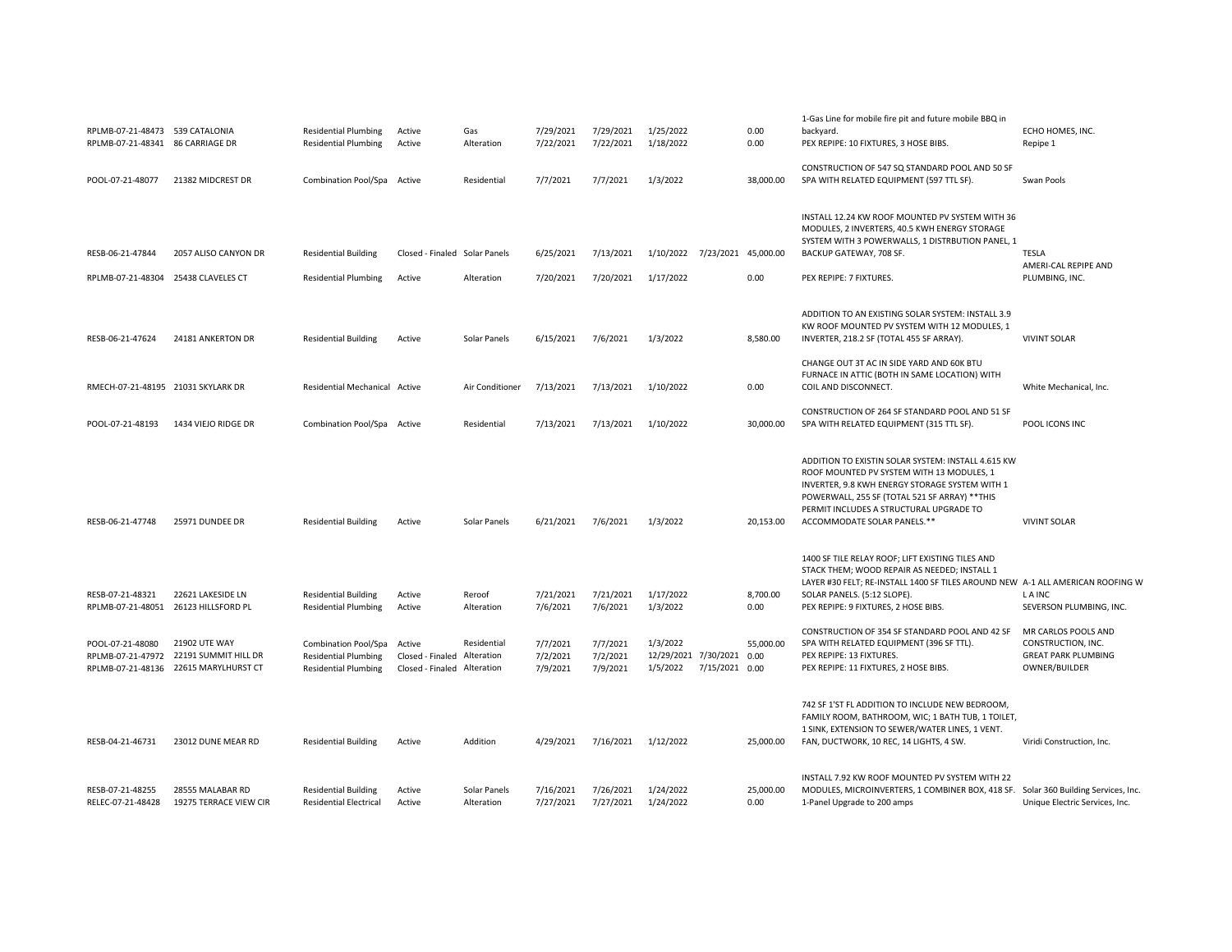| | | | | | | | | | | | |
|---|---|---|---|---|---|---|---|---|---|---|---|
| RPLMB-07-21-48473 | 539 CATALONIA | Residential Plumbing | Active | Gas | 7/29/2021 | 7/29/2021 | 1/25/2022 | | 0.00 | 1-Gas Line for mobile fire pit and future mobile BBQ in backyard. | ECHO HOMES, INC. |
| RPLMB-07-21-48341 | 86 CARRIAGE DR | Residential Plumbing | Active | Alteration | 7/22/2021 | 7/22/2021 | 1/18/2022 | | 0.00 | PEX REPIPE: 10 FIXTURES, 3 HOSE BIBS. | Repipe 1 |
| POOL-07-21-48077 | 21382 MIDCREST DR | Combination Pool/Spa | Active | Residential | 7/7/2021 | 7/7/2021 | 1/3/2022 | | 38,000.00 | CONSTRUCTION OF 547 SQ STANDARD POOL AND 50 SF SPA WITH RELATED EQUIPMENT (597 TTL SF). | Swan Pools |
| RESB-06-21-47844 | 2057 ALISO CANYON DR | Residential Building | Closed - Finaled | Solar Panels | 6/25/2021 | 7/13/2021 | 1/10/2022 | 7/23/2021 | 45,000.00 | INSTALL 12.24 KW ROOF MOUNTED PV SYSTEM WITH 36 MODULES, 2 INVERTERS, 40.5 KWH ENERGY STORAGE SYSTEM WITH 3 POWERWALLS, 1 DISTRBUTION PANEL, 1 BACKUP GATEWAY, 708 SF. | TESLA |
| RPLMB-07-21-48304 | 25438 CLAVELES CT | Residential Plumbing | Active | Alteration | 7/20/2021 | 7/20/2021 | 1/17/2022 | | 0.00 | PEX REPIPE: 7 FIXTURES. | AMERI-CAL REPIPE AND PLUMBING, INC. |
| RESB-06-21-47624 | 24181 ANKERTON DR | Residential Building | Active | Solar Panels | 6/15/2021 | 7/6/2021 | 1/3/2022 | | 8,580.00 | ADDITION TO AN EXISTING SOLAR SYSTEM: INSTALL 3.9 KW ROOF MOUNTED PV SYSTEM WITH 12 MODULES, 1 INVERTER, 218.2 SF (TOTAL 455 SF ARRAY). | VIVINT SOLAR |
| RMECH-07-21-48195 | 21031 SKYLARK DR | Residential Mechanical | Active | Air Conditioner | 7/13/2021 | 7/13/2021 | 1/10/2022 | | 0.00 | CHANGE OUT 3T AC IN SIDE YARD AND 60K BTU FURNACE IN ATTIC (BOTH IN SAME LOCATION) WITH COIL AND DISCONNECT. | White Mechanical, Inc. |
| POOL-07-21-48193 | 1434 VIEJO RIDGE DR | Combination Pool/Spa | Active | Residential | 7/13/2021 | 7/13/2021 | 1/10/2022 | | 30,000.00 | CONSTRUCTION OF 264 SF STANDARD POOL AND 51 SF SPA WITH RELATED EQUIPMENT (315 TTL SF). | POOL ICONS INC |
| RESB-06-21-47748 | 25971 DUNDEE DR | Residential Building | Active | Solar Panels | 6/21/2021 | 7/6/2021 | 1/3/2022 | | 20,153.00 | ADDITION TO EXISTIN SOLAR SYSTEM: INSTALL 4.615 KW ROOF MOUNTED PV SYSTEM WITH 13 MODULES, 1 INVERTER, 9.8 KWH ENERGY STORAGE SYSTEM WITH 1 POWERWALL, 255 SF (TOTAL 521 SF ARRAY) **THIS PERMIT INCLUDES A STRUCTURAL UPGRADE TO ACCOMMODATE SOLAR PANELS.** | VIVINT SOLAR |
| RESB-07-21-48321 | 22621 LAKESIDE LN | Residential Building | Active | Reroof | 7/21/2021 | 7/21/2021 | 1/17/2022 | | 8,700.00 | 1400 SF TILE RELAY ROOF; LIFT EXISTING TILES AND STACK THEM; WOOD REPAIR AS NEEDED; INSTALL 1 LAYER #30 FELT; RE-INSTALL 1400 SF TILES AROUND NEW SOLAR PANELS. (5:12 SLOPE). | A-1 ALL AMERICAN ROOFING W L A INC |
| RPLMB-07-21-48051 | 26123 HILLSFORD PL | Residential Plumbing | Active | Alteration | 7/6/2021 | 7/6/2021 | 1/3/2022 | | 0.00 | PEX REPIPE: 9 FIXTURES, 2 HOSE BIBS. | SEVERSON PLUMBING, INC. |
| POOL-07-21-48080 | 21902 UTE WAY | Combination Pool/Spa | Active | Residential | 7/7/2021 | 7/7/2021 | 1/3/2022 | | 55,000.00 | CONSTRUCTION OF 354 SF STANDARD POOL AND 42 SF SPA WITH RELATED EQUIPMENT (396 SF TTL). | MR CARLOS POOLS AND CONSTRUCTION, INC. |
| RPLMB-07-21-47972 | 22191 SUMMIT HILL DR | Residential Plumbing | Closed - Finaled | Alteration | 7/2/2021 | 7/2/2021 | 12/29/2021 | 7/30/2021 | 0.00 | PEX REPIPE: 13 FIXTURES. | GREAT PARK PLUMBING |
| RPLMB-07-21-48136 | 22615 MARYLHURST CT | Residential Plumbing | Closed - Finaled | Alteration | 7/9/2021 | 7/9/2021 | 1/5/2022 | 7/15/2021 | 0.00 | PEX REPIPE: 11 FIXTURES, 2 HOSE BIBS. | OWNER/BUILDER |
| RESB-04-21-46731 | 23012 DUNE MEAR RD | Residential Building | Active | Addition | 4/29/2021 | 7/16/2021 | 1/12/2022 | | 25,000.00 | 742 SF 1'ST FL ADDITION TO INCLUDE NEW BEDROOM, FAMILY ROOM, BATHROOM, WIC; 1 BATH TUB, 1 TOILET, 1 SINK, EXTENSION TO SEWER/WATER LINES, 1 VENT. FAN, DUCTWORK, 10 REC, 14 LIGHTS, 4 SW. | Viridi Construction, Inc. |
| RESB-07-21-48255 | 28555 MALABAR RD | Residential Building | Active | Solar Panels | 7/16/2021 | 7/26/2021 | 1/24/2022 | | 25,000.00 | INSTALL 7.92 KW ROOF MOUNTED PV SYSTEM WITH 22 MODULES, MICROINVERTERS, 1 COMBINER BOX, 418 SF. | Solar 360 Building Services, Inc. |
| RELEC-07-21-48428 | 19275 TERRACE VIEW CIR | Residential Electrical | Active | Alteration | 7/27/2021 | 7/27/2021 | 1/24/2022 | | 0.00 | 1-Panel Upgrade to 200 amps | Unique Electric Services, Inc. |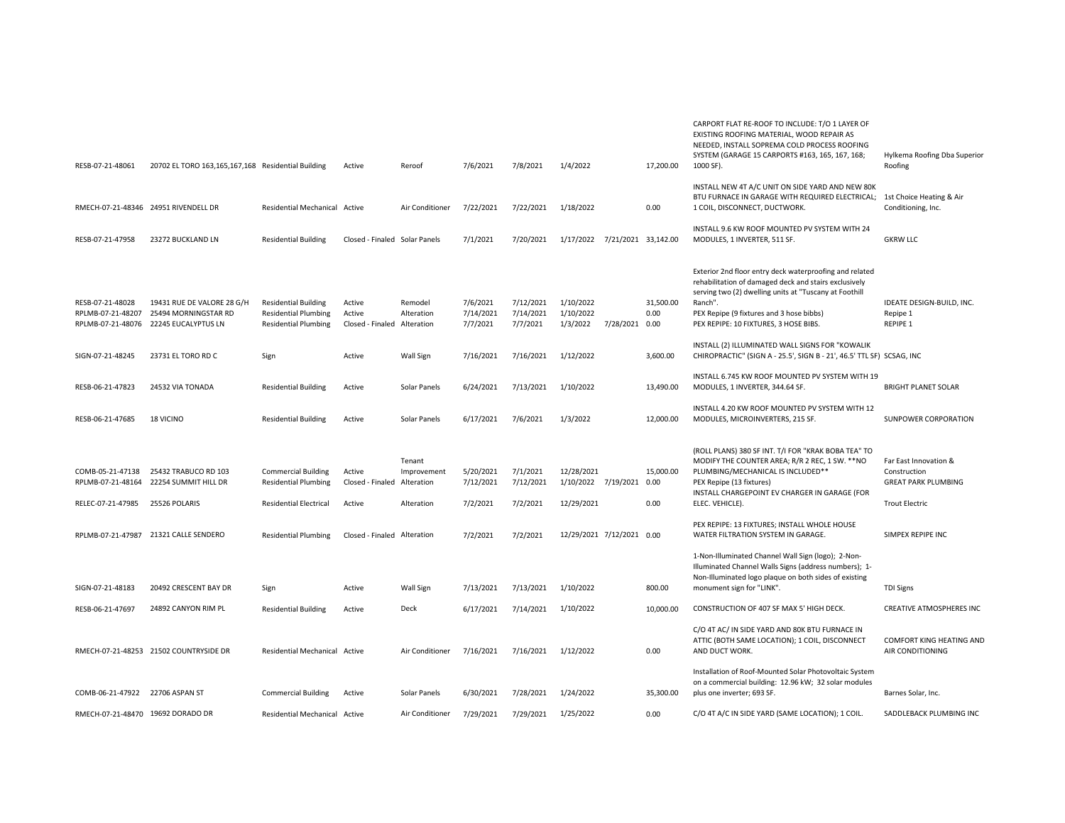| | | | | | | | | | | | |
|---|---|---|---|---|---|---|---|---|---|---|---|
| RESB-07-21-48061 | 20702 EL TORO 163,165,167,168 | Residential Building | Active | Reroof | 7/6/2021 | 7/8/2021 | 1/4/2022 | | 17,200.00 | CARPORT FLAT RE-ROOF TO INCLUDE: T/O 1 LAYER OF EXISTING ROOFING MATERIAL, WOOD REPAIR AS NEEDED, INSTALL SOPREMA COLD PROCESS ROOFING SYSTEM (GARAGE 15 CARPORTS #163, 165, 167, 168; 1000 SF). | Hylkema Roofing Dba Superior Roofing |
| RMECH-07-21-48346 | 24951 RIVENDELL DR | Residential Mechanical | Active | Air Conditioner | 7/22/2021 | 7/22/2021 | 1/18/2022 | | 0.00 | INSTALL NEW 4T A/C UNIT ON SIDE YARD AND NEW 80K BTU FURNACE IN GARAGE WITH REQUIRED ELECTRICAL; 1 COIL, DISCONNECT, DUCTWORK. | 1st Choice Heating & Air Conditioning, Inc. |
| RESB-07-21-47958 | 23272 BUCKLAND LN | Residential Building | Closed - Finaled | Solar Panels | 7/1/2021 | 7/20/2021 | 1/17/2022 | 7/21/2021 | 33,142.00 | INSTALL 9.6 KW ROOF MOUNTED PV SYSTEM WITH 24 MODULES, 1 INVERTER, 511 SF. | GKRW LLC |
| RESB-07-21-48028 | 19431 RUE DE VALORE 28 G/H | Residential Building | Active | Remodel | 7/6/2021 | 7/12/2021 | 1/10/2022 | | 31,500.00 | Exterior 2nd floor entry deck waterproofing and related rehabilitation of damaged deck and stairs exclusively serving two (2) dwelling units at "Tuscany at Foothill Ranch". | IDEATE DESIGN-BUILD, INC. |
| RPLMB-07-21-48207 | 25494 MORNINGSTAR RD | Residential Plumbing | Active | Alteration | 7/14/2021 | 7/14/2021 | 1/10/2022 | | 0.00 | PEX Repipe (9 fixtures and 3 hose bibbs) | Repipe 1 |
| RPLMB-07-21-48076 | 22245 EUCALYPTUS LN | Residential Plumbing | Closed - Finaled | Alteration | 7/7/2021 | 7/7/2021 | 1/3/2022 | 7/28/2021 | 0.00 | PEX REPIPE: 10 FIXTURES, 3 HOSE BIBS. | REPIPE 1 |
| SIGN-07-21-48245 | 23731 EL TORO RD C | Sign | Active | Wall Sign | 7/16/2021 | 7/16/2021 | 1/12/2022 | | 3,600.00 | INSTALL (2) ILLUMINATED WALL SIGNS FOR "KOWALIK CHIROPRACTIC" (SIGN A - 25.5', SIGN B - 21', 46.5' TTL SF) | SCSAG, INC |
| RESB-06-21-47823 | 24532 VIA TONADA | Residential Building | Active | Solar Panels | 6/24/2021 | 7/13/2021 | 1/10/2022 | | 13,490.00 | INSTALL 6.745 KW ROOF MOUNTED PV SYSTEM WITH 19 MODULES, 1 INVERTER, 344.64 SF. | BRIGHT PLANET SOLAR |
| RESB-06-21-47685 | 18 VICINO | Residential Building | Active | Solar Panels | 6/17/2021 | 7/6/2021 | 1/3/2022 | | 12,000.00 | INSTALL 4.20 KW ROOF MOUNTED PV SYSTEM WITH 12 MODULES, MICROINVERTERS, 215 SF. | SUNPOWER CORPORATION |
| COMB-05-21-47138 | 25432 TRABUCO RD 103 | Commercial Building | Active | Tenant Improvement | 5/20/2021 | 7/1/2021 | 12/28/2021 | | 15,000.00 | (ROLL PLANS) 380 SF INT. T/I FOR "KRAK BOBA TEA" TO MODIFY THE COUNTER AREA; R/R 2 REC, 1 SW. **NO PLUMBING/MECHANICAL IS INCLUDED** | Far East Innovation & Construction |
| RPLMB-07-21-48164 | 22254 SUMMIT HILL DR | Residential Plumbing | Closed - Finaled | Alteration | 7/12/2021 | 7/12/2021 | 1/10/2022 | 7/19/2021 | 0.00 | PEX Repipe (13 fixtures) | GREAT PARK PLUMBING |
| RELEC-07-21-47985 | 25526 POLARIS | Residential Electrical | Active | Alteration | 7/2/2021 | 7/2/2021 | 12/29/2021 | | 0.00 | INSTALL CHARGEPOINT EV CHARGER IN GARAGE (FOR ELEC. VEHICLE). | Trout Electric |
| RPLMB-07-21-47987 | 21321 CALLE SENDERO | Residential Plumbing | Closed - Finaled | Alteration | 7/2/2021 | 7/2/2021 | 12/29/2021 | 7/12/2021 | 0.00 | PEX REPIPE: 13 FIXTURES; INSTALL WHOLE HOUSE WATER FILTRATION SYSTEM IN GARAGE. | SIMPEX REPIPE INC |
| SIGN-07-21-48183 | 20492 CRESCENT BAY DR | Sign | Active | Wall Sign | 7/13/2021 | 7/13/2021 | 1/10/2022 | | 800.00 | 1-Non-Illuminated Channel Wall Sign (logo); 2-Non-Illuminated Channel Walls Signs (address numbers); 1-Non-Illuminated logo plaque on both sides of existing monument sign for "LINK". | TDI Signs |
| RESB-06-21-47697 | 24892 CANYON RIM PL | Residential Building | Active | Deck | 6/17/2021 | 7/14/2021 | 1/10/2022 | | 10,000.00 | CONSTRUCTION OF 407 SF MAX 5' HIGH DECK. | CREATIVE ATMOSPHERES INC |
| RMECH-07-21-48253 | 21502 COUNTRYSIDE DR | Residential Mechanical | Active | Air Conditioner | 7/16/2021 | 7/16/2021 | 1/12/2022 | | 0.00 | C/O 4T AC/ IN SIDE YARD AND 80K BTU FURNACE IN ATTIC (BOTH SAME LOCATION); 1 COIL, DISCONNECT AND DUCT WORK. | COMFORT KING HEATING AND AIR CONDITIONING |
| COMB-06-21-47922 | 22706 ASPAN ST | Commercial Building | Active | Solar Panels | 6/30/2021 | 7/28/2021 | 1/24/2022 | | 35,300.00 | Installation of Roof-Mounted Solar Photovoltaic System on a commercial building: 12.96 kW; 32 solar modules plus one inverter; 693 SF. | Barnes Solar, Inc. |
| RMECH-07-21-48470 | 19692 DORADO DR | Residential Mechanical | Active | Air Conditioner | 7/29/2021 | 7/29/2021 | 1/25/2022 | | 0.00 | C/O 4T A/C IN SIDE YARD (SAME LOCATION); 1 COIL. | SADDLEBACK PLUMBING INC |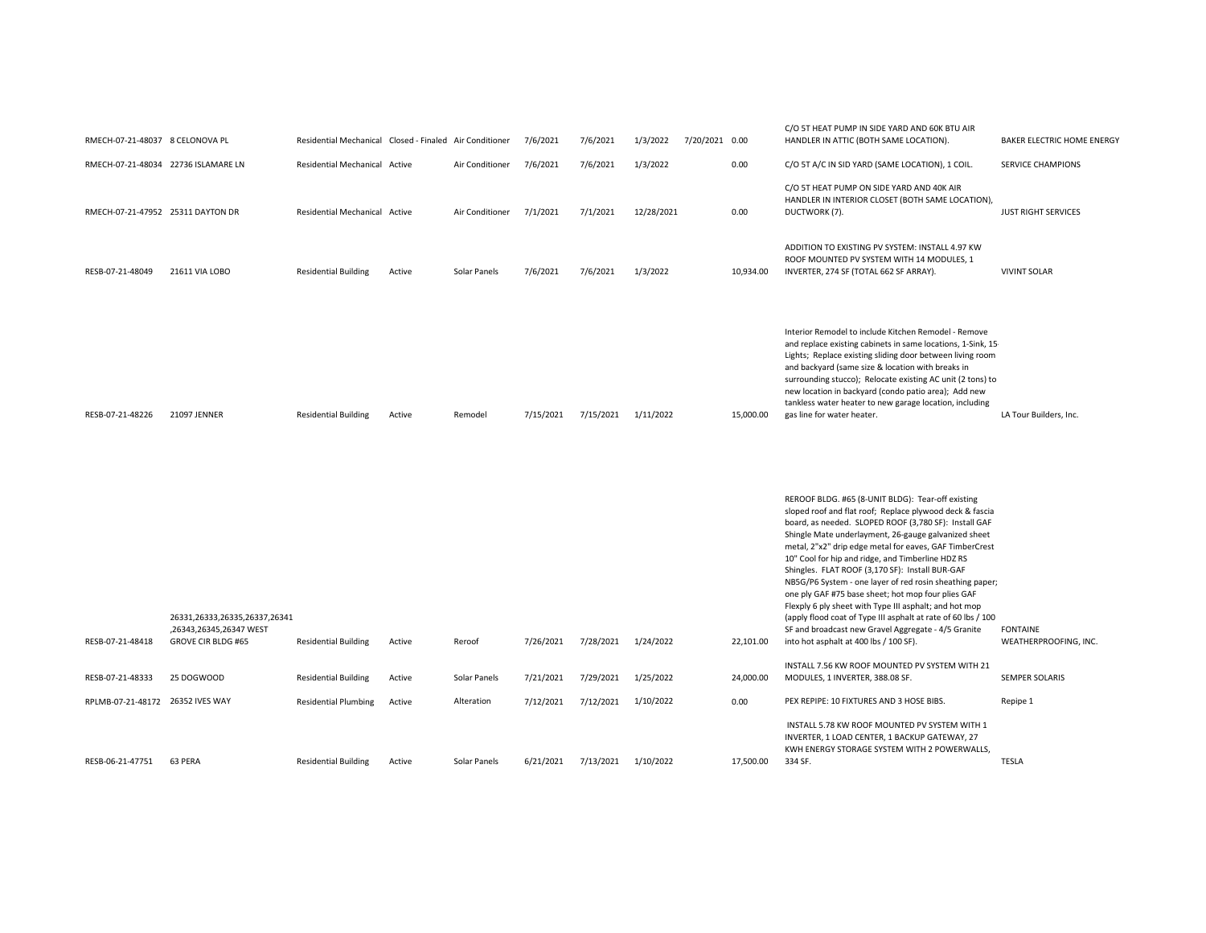| | | | | | | | | | | | |
|---|---|---|---|---|---|---|---|---|---|---|---|
| RMECH-07-21-48037 | 8 CELONOVA PL | Residential Mechanical | Closed - Finaled | Air Conditioner | 7/6/2021 | 7/6/2021 | 1/3/2022 | 7/20/2021 | 0.00 | C/O 5T HEAT PUMP IN SIDE YARD AND 60K BTU AIR HANDLER IN ATTIC (BOTH SAME LOCATION). | BAKER ELECTRIC HOME ENERGY |
| RMECH-07-21-48034 | 22736 ISLAMARE LN | Residential Mechanical | Active | Air Conditioner | 7/6/2021 | 7/6/2021 | 1/3/2022 | | 0.00 | C/O 5T A/C IN SID YARD (SAME LOCATION), 1 COIL. | SERVICE CHAMPIONS |
| RMECH-07-21-47952 | 25311 DAYTON DR | Residential Mechanical | Active | Air Conditioner | 7/1/2021 | 7/1/2021 | 12/28/2021 | | 0.00 | C/O 5T HEAT PUMP ON SIDE YARD AND 40K AIR HANDLER IN INTERIOR CLOSET (BOTH SAME LOCATION), DUCTWORK (7). | JUST RIGHT SERVICES |
| RESB-07-21-48049 | 21611 VIA LOBO | Residential Building | Active | Solar Panels | 7/6/2021 | 7/6/2021 | 1/3/2022 | | 10,934.00 | ADDITION TO EXISTING PV SYSTEM: INSTALL 4.97 KW ROOF MOUNTED PV SYSTEM WITH 14 MODULES, 1 INVERTER, 274 SF (TOTAL 662 SF ARRAY). | VIVINT SOLAR |
| RESB-07-21-48226 | 21097 JENNER | Residential Building | Active | Remodel | 7/15/2021 | 7/15/2021 | 1/11/2022 | | 15,000.00 | Interior Remodel to include Kitchen Remodel - Remove and replace existing cabinets in same locations, 1-Sink, 15 Lights; Replace existing sliding door between living room and backyard (same size & location with breaks in surrounding stucco); Relocate existing AC unit (2 tons) to new location in backyard (condo patio area); Add new tankless water heater to new garage location, including gas line for water heater. | LA Tour Builders, Inc. |
| RESB-07-21-48418 | 26331,26333,26335,26337,26341 ,26343,26345,26347 WEST GROVE CIR BLDG #65 | Residential Building | Active | Reroof | 7/26/2021 | 7/28/2021 | 1/24/2022 | | 22,101.00 | REROOF BLDG. #65 (8-UNIT BLDG): Tear-off existing sloped roof and flat roof; Replace plywood deck & fascia board, as needed. SLOPED ROOF (3,780 SF): Install GAF Shingle Mate underlayment, 26-gauge galvanized sheet metal, 2"x2" drip edge metal for eaves, GAF TimberCrest 10" Cool for hip and ridge, and Timberline HDZ RS Shingles. FLAT ROOF (3,170 SF): Install BUR-GAF NB5G/P6 System - one layer of red rosin sheathing paper; one ply GAF #75 base sheet; hot mop four plies GAF Flexply 6 ply sheet with Type III asphalt; and hot mop (apply flood coat of Type III asphalt at rate of 60 lbs / 100 SF and broadcast new Gravel Aggregate - 4/5 Granite into hot asphalt at 400 lbs / 100 SF). | FONTAINE WEATHERPROOFING, INC. |
| RESB-07-21-48333 | 25 DOGWOOD | Residential Building | Active | Solar Panels | 7/21/2021 | 7/29/2021 | 1/25/2022 | | 24,000.00 | INSTALL 7.56 KW ROOF MOUNTED PV SYSTEM WITH 21 MODULES, 1 INVERTER, 388.08 SF. | SEMPER SOLARIS |
| RPLMB-07-21-48172 | 26352 IVES WAY | Residential Plumbing | Active | Alteration | 7/12/2021 | 7/12/2021 | 1/10/2022 | | 0.00 | PEX REPIPE: 10 FIXTURES AND 3 HOSE BIBS. | Repipe 1 |
| RESB-06-21-47751 | 63 PERA | Residential Building | Active | Solar Panels | 6/21/2021 | 7/13/2021 | 1/10/2022 | | 17,500.00 | INSTALL 5.78 KW ROOF MOUNTED PV SYSTEM WITH 1 INVERTER, 1 LOAD CENTER, 1 BACKUP GATEWAY, 27 KWH ENERGY STORAGE SYSTEM WITH 2 POWERWALLS, 334 SF. | TESLA |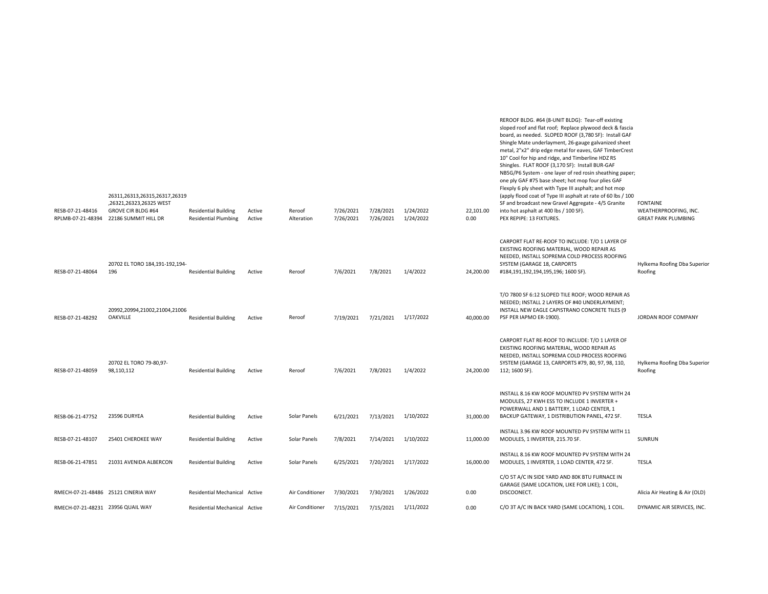| | | | | | | | | | | |
|---|---|---|---|---|---|---|---|---|---|---|
| RESB-07-21-48416 | 26311,26313,26315,26317,26319,26321,26323,26325 WEST GROVE CIR BLDG #64 | Residential Building | Active | Reroof | 7/26/2021 | 7/28/2021 | 1/24/2022 | 22,101.00 | REROOF BLDG. #64 (8-UNIT BLDG): Tear-off existing sloped roof and flat roof; Replace plywood deck & fascia board, as needed. SLOPED ROOF (3,780 SF): Install GAF Shingle Mate underlayment, 26-gauge galvanized sheet metal, 2"x2" drip edge metal for eaves, GAF TimberCrest 10" Cool for hip and ridge, and Timberline HDZ RS Shingles. FLAT ROOF (3,170 SF): Install BUR-GAF NB5G/P6 System - one layer of red rosin sheathing paper; one ply GAF #75 base sheet; hot mop four plies GAF Flexply 6 ply sheet with Type III asphalt; and hot mop (apply flood coat of Type III asphalt at rate of 60 lbs / 100 SF and broadcast new Gravel Aggregate - 4/5 Granite into hot asphalt at 400 lbs / 100 SF). | FONTAINE WEATHERPROOFING, INC. |
| RPLMB-07-21-48394 | 22186 SUMMIT HILL DR | Residential Plumbing | Active | Alteration | 7/26/2021 | 7/26/2021 | 1/24/2022 | 0.00 | PEX REPIPE: 13 FIXTURES. | GREAT PARK PLUMBING |
| RESB-07-21-48064 | 20702 EL TORO 184,191-192,194-196 | Residential Building | Active | Reroof | 7/6/2021 | 7/8/2021 | 1/4/2022 | 24,200.00 | CARPORT FLAT RE-ROOF TO INCLUDE: T/O 1 LAYER OF EXISTING ROOFING MATERIAL, WOOD REPAIR AS NEEDED, INSTALL SOPREMA COLD PROCESS ROOFING SYSTEM (GARAGE 18, CARPORTS #184,191,192,194,195,196; 1600 SF). | Hylkema Roofing Dba Superior Roofing |
| RESB-07-21-48292 | 20992,20994,21002,21004,21006 OAKVILLE | Residential Building | Active | Reroof | 7/19/2021 | 7/21/2021 | 1/17/2022 | 40,000.00 | T/O 7800 SF 6:12 SLOPED TILE ROOF; WOOD REPAIR AS NEEDED; INSTALL 2 LAYERS OF #40 UNDERLAYMENT; INSTALL NEW EAGLE CAPISTRANO CONCRETE TILES (9 PSF PER IAPMO ER-1900). | JORDAN ROOF COMPANY |
| RESB-07-21-48059 | 20702 EL TORO 79-80,97-98,110,112 | Residential Building | Active | Reroof | 7/6/2021 | 7/8/2021 | 1/4/2022 | 24,200.00 | CARPORT FLAT RE-ROOF TO INCLUDE: T/O 1 LAYER OF EXISTING ROOFING MATERIAL, WOOD REPAIR AS NEEDED, INSTALL SOPREMA COLD PROCESS ROOFING SYSTEM (GARAGE 13, CARPORTS #79, 80, 97, 98, 110, 112; 1600 SF). | Hylkema Roofing Dba Superior Roofing |
| RESB-06-21-47752 | 23596 DURYEA | Residential Building | Active | Solar Panels | 6/21/2021 | 7/13/2021 | 1/10/2022 | 31,000.00 | INSTALL 8.16 KW ROOF MOUNTED PV SYSTEM WITH 24 MODULES, 27 KWH ESS TO INCLUDE 1 INVERTER + POWERWALL AND 1 BATTERY, 1 LOAD CENTER, 1 BACKUP GATEWAY, 1 DISTRIBUTION PANEL, 472 SF. | TESLA |
| RESB-07-21-48107 | 25401 CHEROKEE WAY | Residential Building | Active | Solar Panels | 7/8/2021 | 7/14/2021 | 1/10/2022 | 11,000.00 | INSTALL 3.96 KW ROOF MOUNTED PV SYSTEM WITH 11 MODULES, 1 INVERTER, 215.70 SF. | SUNRUN |
| RESB-06-21-47851 | 21031 AVENIDA ALBERCON | Residential Building | Active | Solar Panels | 6/25/2021 | 7/20/2021 | 1/17/2022 | 16,000.00 | INSTALL 8.16 KW ROOF MOUNTED PV SYSTEM WITH 24 MODULES, 1 INVERTER, 1 LOAD CENTER, 472 SF. | TESLA |
| RMECH-07-21-48486 | 25121 CINERIA WAY | Residential Mechanical | Active | Air Conditioner | 7/30/2021 | 7/30/2021 | 1/26/2022 | 0.00 | C/O 5T A/C IN SIDE YARD AND 80K BTU FURNACE IN GARAGE (SAME LOCATION, LIKE FOR LIKE); 1 COIL, DISCOONECT. | Alicia Air Heating & Air (OLD) |
| RMECH-07-21-48231 | 23956 QUAIL WAY | Residential Mechanical | Active | Air Conditioner | 7/15/2021 | 7/15/2021 | 1/11/2022 | 0.00 | C/O 3T A/C IN BACK YARD (SAME LOCATION), 1 COIL. | DYNAMIC AIR SERVICES, INC. |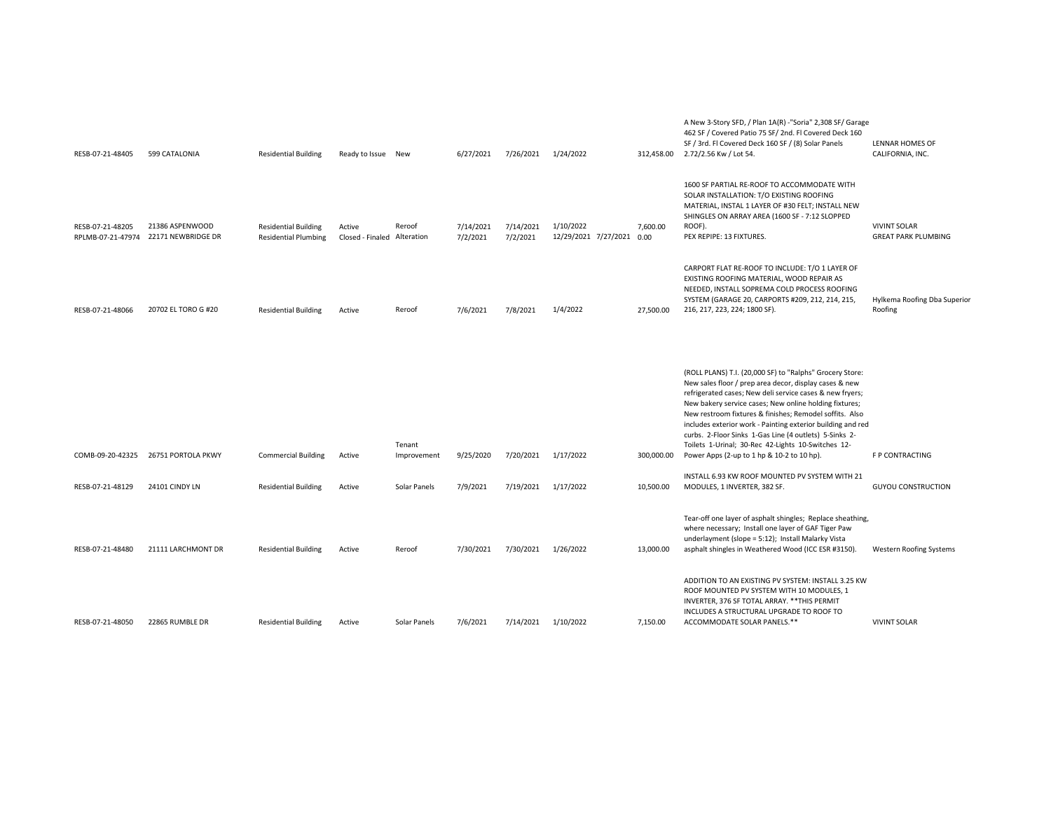| | | | | | | | | | | | |
|---|---|---|---|---|---|---|---|---|---|---|---|
| RESB-07-21-48405 | 599 CATALONIA | Residential Building | Ready to Issue | New | 6/27/2021 | 7/26/2021 | 1/24/2022 | | 312,458.00 | A New 3-Story SFD, / Plan 1A(R) -"Soria" 2,308 SF/ Garage 462 SF / Covered Patio 75 SF/ 2nd. Fl Covered Deck 160 SF / 3rd. Fl Covered Deck 160 SF / (8) Solar Panels 2.72/2.56 Kw / Lot 54. | LENNAR HOMES OF CALIFORNIA, INC. |
| RESB-07-21-48205 | 21386 ASPENWOOD | Residential Building | Active | Reroof | 7/14/2021 | 7/14/2021 | 1/10/2022 | | 7,600.00 | 1600 SF PARTIAL RE-ROOF TO ACCOMMODATE WITH SOLAR INSTALLATION: T/O EXISTING ROOFING MATERIAL, INSTAL 1 LAYER OF #30 FELT; INSTALL NEW SHINGLES ON ARRAY AREA (1600 SF - 7:12 SLOPPED ROOF). | VIVINT SOLAR |
| RPLMB-07-21-47974 | 22171 NEWBRIDGE DR | Residential Plumbing | Closed - Finaled | Alteration | 7/2/2021 | 7/2/2021 | 12/29/2021 | 7/27/2021 | 0.00 | PEX REPIPE: 13 FIXTURES. | GREAT PARK PLUMBING |
| RESB-07-21-48066 | 20702 EL TORO G #20 | Residential Building | Active | Reroof | 7/6/2021 | 7/8/2021 | 1/4/2022 | | 27,500.00 | CARPORT FLAT RE-ROOF TO INCLUDE: T/O 1 LAYER OF EXISTING ROOFING MATERIAL, WOOD REPAIR AS NEEDED, INSTALL SOPREMA COLD PROCESS ROOFING SYSTEM (GARAGE 20, CARPORTS #209, 212, 214, 215, 216, 217, 223, 224; 1800 SF). | Hylkema Roofing Dba Superior Roofing |
| COMB-09-20-42325 | 26751 PORTOLA PKWY | Commercial Building | Active | Tenant Improvement | 9/25/2020 | 7/20/2021 | 1/17/2022 | | 300,000.00 | (ROLL PLANS) T.I. (20,000 SF) to "Ralphs" Grocery Store: New sales floor / prep area decor, display cases & new refrigerated cases; New deli service cases & new fryers; New bakery service cases; New online holding fixtures; New restroom fixtures & finishes; Remodel soffits. Also includes exterior work - Painting exterior building and red curbs. 2-Floor Sinks 1-Gas Line (4 outlets) 5-Sinks 2-Toilets 1-Urinal; 30-Rec 42-Lights 10-Switches 12-Power Apps (2-up to 1 hp & 10-2 to 10 hp). | F P CONTRACTING |
| RESB-07-21-48129 | 24101 CINDY LN | Residential Building | Active | Solar Panels | 7/9/2021 | 7/19/2021 | 1/17/2022 | | 10,500.00 | INSTALL 6.93 KW ROOF MOUNTED PV SYSTEM WITH 21 MODULES, 1 INVERTER, 382 SF. | GUYOU CONSTRUCTION |
| RESB-07-21-48480 | 21111 LARCHMONT DR | Residential Building | Active | Reroof | 7/30/2021 | 7/30/2021 | 1/26/2022 | | 13,000.00 | Tear-off one layer of asphalt shingles; Replace sheathing, where necessary; Install one layer of GAF Tiger Paw underlayment (slope = 5:12); Install Malarky Vista asphalt shingles in Weathered Wood (ICC ESR #3150). | Western Roofing Systems |
| RESB-07-21-48050 | 22865 RUMBLE DR | Residential Building | Active | Solar Panels | 7/6/2021 | 7/14/2021 | 1/10/2022 | | 7,150.00 | ADDITION TO AN EXISTING PV SYSTEM: INSTALL 3.25 KW ROOF MOUNTED PV SYSTEM WITH 10 MODULES, 1 INVERTER, 376 SF TOTAL ARRAY. **THIS PERMIT INCLUDES A STRUCTURAL UPGRADE TO ROOF TO ACCOMMODATE SOLAR PANELS.** | VIVINT SOLAR |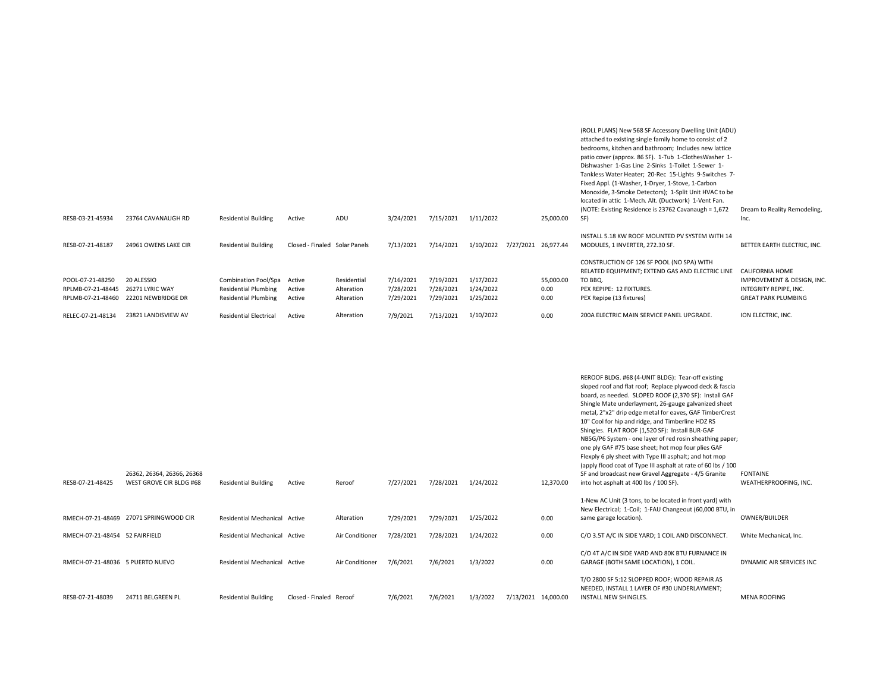| | | | | | | | | | | | |
|---|---|---|---|---|---|---|---|---|---|---|---|
| RESB-03-21-45934 | 23764 CAVANAUGH RD | Residential Building | Active | ADU | 3/24/2021 | 7/15/2021 | 1/11/2022 | | 25,000.00 | (ROLL PLANS) New 568 SF Accessory Dwelling Unit (ADU) attached to existing single family home to consist of 2 bedrooms, kitchen and bathroom; Includes new lattice patio cover (approx. 86 SF). 1-Tub 1-ClothesWasher 1-Dishwasher 1-Gas Line 2-Sinks 1-Toilet 1-Sewer 1-Tankless Water Heater; 20-Rec 15-Lights 9-Switches 7-Fixed Appl. (1-Washer, 1-Dryer, 1-Stove, 1-Carbon Monoxide, 3-Smoke Detectors); 1-Split Unit HVAC to be located in attic 1-Mech. Alt. (Ductwork) 1-Vent Fan. (NOTE: Existing Residence is 23762 Cavanaugh = 1,672 SF) | Dream to Reality Remodeling, Inc. |
| RESB-07-21-48187 | 24961 OWENS LAKE CIR | Residential Building | Closed - Finaled | Solar Panels | 7/13/2021 | 7/14/2021 | 1/10/2022 | 7/27/2021 | 26,977.44 | INSTALL 5.18 KW ROOF MOUNTED PV SYSTEM WITH 14 MODULES, 1 INVERTER, 272.30 SF. | BETTER EARTH ELECTRIC, INC. |
| POOL-07-21-48250 | 20 ALESSIO | Combination Pool/Spa | Active | Residential | 7/16/2021 | 7/19/2021 | 1/17/2022 | | 55,000.00 | CONSTRUCTION OF 126 SF POOL (NO SPA) WITH RELATED EQUIPMENT; EXTEND GAS AND ELECTRIC LINE TO BBQ. | CALIFORNIA HOME IMPROVEMENT & DESIGN, INC. |
| RPLMB-07-21-48445 | 26271 LYRIC WAY | Residential Plumbing | Active | Alteration | 7/28/2021 | 7/28/2021 | 1/24/2022 | | 0.00 | PEX REPIPE: 12 FIXTURES. | INTEGRITY REPIPE, INC. |
| RPLMB-07-21-48460 | 22201 NEWBRIDGE DR | Residential Plumbing | Active | Alteration | 7/29/2021 | 7/29/2021 | 1/25/2022 | | 0.00 | PEX Repipe (13 fixtures) | GREAT PARK PLUMBING |
| RELEC-07-21-48134 | 23821 LANDISVIEW AV | Residential Electrical | Active | Alteration | 7/9/2021 | 7/13/2021 | 1/10/2022 | | 0.00 | 200A ELECTRIC MAIN SERVICE PANEL UPGRADE. | ION ELECTRIC, INC. |
| RESB-07-21-48425 | 26362, 26364, 26366, 26368 WEST GROVE CIR BLDG #68 | Residential Building | Active | Reroof | 7/27/2021 | 7/28/2021 | 1/24/2022 | | 12,370.00 | REROOF BLDG. #68 (4-UNIT BLDG): Tear-off existing sloped roof and flat roof; Replace plywood deck & fascia board, as needed. SLOPED ROOF (2,370 SF): Install GAF Shingle Mate underlayment, 26-gauge galvanized sheet metal, 2"x2" drip edge metal for eaves, GAF TimberCrest 10" Cool for hip and ridge, and Timberline HDZ RS Shingles. FLAT ROOF (1,520 SF): Install BUR-GAF NB5G/P6 System - one layer of red rosin sheathing paper; one ply GAF #75 base sheet; hot mop four plies GAF Flexply 6 ply sheet with Type III asphalt; and hot mop (apply flood coat of Type III asphalt at rate of 60 lbs / 100 SF and broadcast new Gravel Aggregate - 4/5 Granite into hot asphalt at 400 lbs / 100 SF). | FONTAINE WEATHERPROOFING, INC. |
| RMECH-07-21-48469 | 27071 SPRINGWOOD CIR | Residential Mechanical | Active | Alteration | 7/29/2021 | 7/29/2021 | 1/25/2022 | | 0.00 | 1-New AC Unit (3 tons, to be located in front yard) with New Electrical; 1-Coil; 1-FAU Changeout (60,000 BTU, in same garage location). | OWNER/BUILDER |
| RMECH-07-21-48454 | 52 FAIRFIELD | Residential Mechanical | Active | Air Conditioner | 7/28/2021 | 7/28/2021 | 1/24/2022 | | 0.00 | C/O 3.5T A/C IN SIDE YARD; 1 COIL AND DISCONNECT. | White Mechanical, Inc. |
| RMECH-07-21-48036 | 5 PUERTO NUEVO | Residential Mechanical | Active | Air Conditioner | 7/6/2021 | 7/6/2021 | 1/3/2022 | | 0.00 | C/O 4T A/C IN SIDE YARD AND 80K BTU FURNANCE IN GARAGE (BOTH SAME LOCATION), 1 COIL. | DYNAMIC AIR SERVICES INC |
| RESB-07-21-48039 | 24711 BELGREEN PL | Residential Building | Closed - Finaled | Reroof | 7/6/2021 | 7/6/2021 | 1/3/2022 | 7/13/2021 | 14,000.00 | T/O 2800 SF 5:12 SLOPPED ROOF; WOOD REPAIR AS NEEDED, INSTALL 1 LAYER OF #30 UNDERLAYMENT; INSTALL NEW SHINGLES. | MENA ROOFING |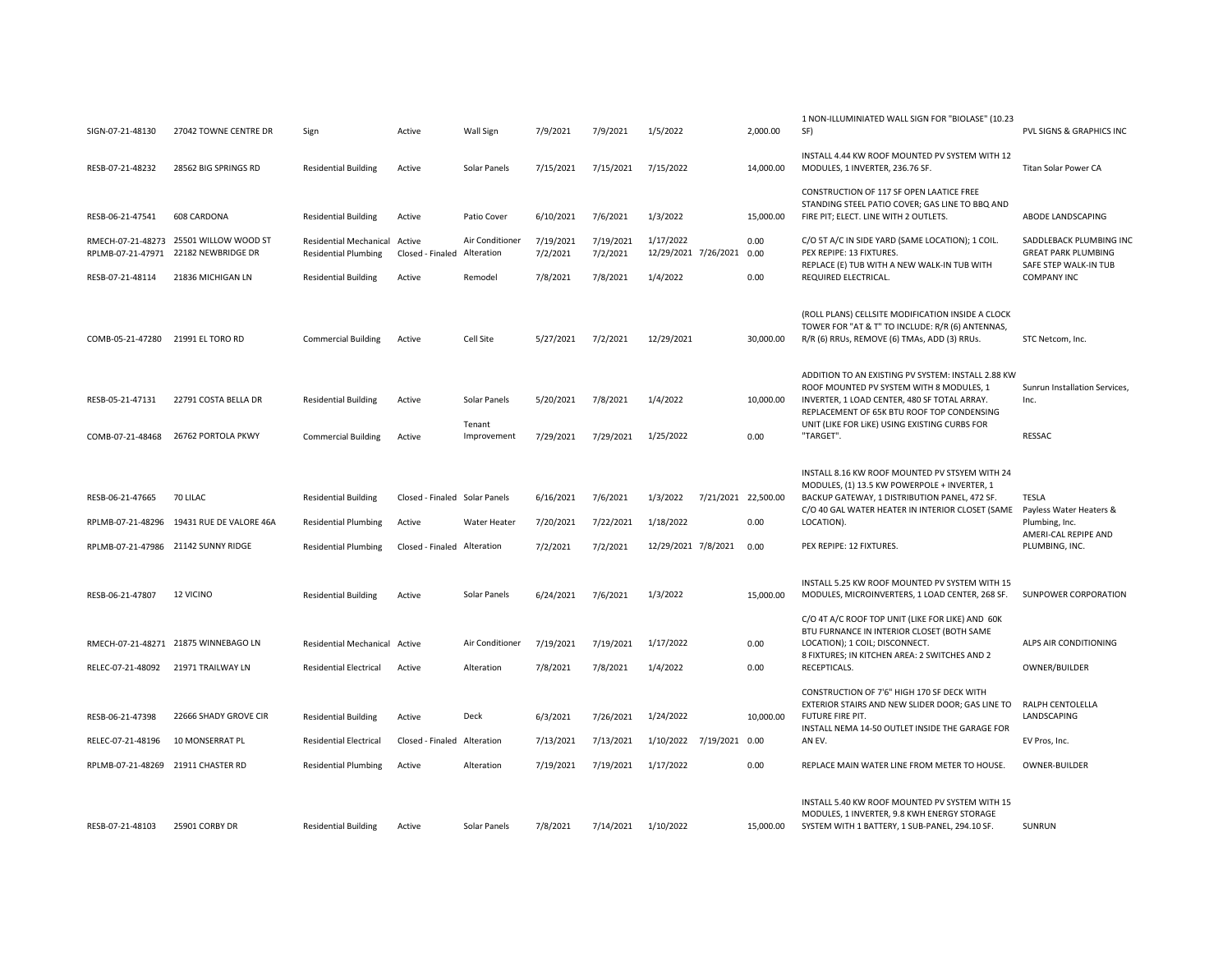| | | | | | | | | | | | |
|---|---|---|---|---|---|---|---|---|---|---|---|
| SIGN-07-21-48130 | 27042 TOWNE CENTRE DR | Sign | Active | Wall Sign | 7/9/2021 | 7/9/2021 | 1/5/2022 | | 2,000.00 | 1 NON-ILLUMINIATED WALL SIGN FOR "BIOLASE" (10.23 SF) | PVL SIGNS & GRAPHICS INC |
| RESB-07-21-48232 | 28562 BIG SPRINGS RD | Residential Building | Active | Solar Panels | 7/15/2021 | 7/15/2021 | 7/15/2022 | | 14,000.00 | INSTALL 4.44 KW ROOF MOUNTED PV SYSTEM WITH 12 MODULES, 1 INVERTER, 236.76 SF. | Titan Solar Power CA |
| RESB-06-21-47541 | 608 CARDONA | Residential Building | Active | Patio Cover | 6/10/2021 | 7/6/2021 | 1/3/2022 | | 15,000.00 | CONSTRUCTION OF 117 SF OPEN LAATICE FREE STANDING STEEL PATIO COVER; GAS LINE TO BBQ AND FIRE PIT; ELECT. LINE WITH 2 OUTLETS. | ABODE LANDSCAPING |
| RMECH-07-21-48273 | 25501 WILLOW WOOD ST | Residential Mechanical | Active | Air Conditioner | 7/19/2021 | 7/19/2021 | 1/17/2022 | | 0.00 | C/O 5T A/C IN SIDE YARD (SAME LOCATION); 1 COIL. | SADDLEBACK PLUMBING INC |
| RPLMB-07-21-47971 | 22182 NEWBRIDGE DR | Residential Plumbing | Closed - Finaled | Alteration | 7/2/2021 | 7/2/2021 | 12/29/2021 | 7/26/2021 | 0.00 | PEX REPIPE: 13 FIXTURES. | GREAT PARK PLUMBING |
| RESB-07-21-48114 | 21836 MICHIGAN LN | Residential Building | Active | Remodel | 7/8/2021 | 7/8/2021 | 1/4/2022 | | 0.00 | REPLACE (E) TUB WITH A NEW WALK-IN TUB WITH REQUIRED ELECTRICAL. | SAFE STEP WALK-IN TUB COMPANY INC |
| COMB-05-21-47280 | 21991 EL TORO RD | Commercial Building | Active | Cell Site | 5/27/2021 | 7/2/2021 | 12/29/2021 | | 30,000.00 | (ROLL PLANS) CELLSITE MODIFICATION INSIDE A CLOCK TOWER FOR "AT & T" TO INCLUDE: R/R (6) ANTENNAS, R/R (6) RRUs, REMOVE (6) TMAs, ADD (3) RRUs. | STC Netcom, Inc. |
| RESB-05-21-47131 | 22791 COSTA BELLA DR | Residential Building | Active | Solar Panels | 5/20/2021 | 7/8/2021 | 1/4/2022 | | 10,000.00 | ADDITION TO AN EXISTING PV SYSTEM: INSTALL 2.88 KW ROOF MOUNTED PV SYSTEM WITH 8 MODULES, 1 INVERTER, 1 LOAD CENTER, 480 SF TOTAL ARRAY. | Sunrun Installation Services, Inc. |
| COMB-07-21-48468 | 26762 PORTOLA PKWY | Commercial Building | Active | Tenant Improvement | 7/29/2021 | 7/29/2021 | 1/25/2022 | | 0.00 | REPLACEMENT OF 65K BTU ROOF TOP CONDENSING UNIT (LIKE FOR LIKE) USING EXISTING CURBS FOR "TARGET". | RESSAC |
| RESB-06-21-47665 | 70 LILAC | Residential Building | Closed - Finaled | Solar Panels | 6/16/2021 | 7/6/2021 | 1/3/2022 | 7/21/2021 | 22,500.00 | INSTALL 8.16 KW ROOF MOUNTED PV STSYEM WITH 24 MODULES, (1) 13.5 KW POWERPOLE + INVERTER, 1 BACKUP GATEWAY, 1 DISTRIBUTION PANEL, 472 SF. | TESLA |
| RPLMB-07-21-48296 | 19431 RUE DE VALORE 46A | Residential Plumbing | Active | Water Heater | 7/20/2021 | 7/22/2021 | 1/18/2022 | | 0.00 | C/O 40 GAL WATER HEATER IN INTERIOR CLOSET (SAME LOCATION). | Payless Water Heaters & Plumbing, Inc. |
| RPLMB-07-21-47986 | 21142 SUNNY RIDGE | Residential Plumbing | Closed - Finaled | Alteration | 7/2/2021 | 7/2/2021 | 12/29/2021 | 7/8/2021 | 0.00 | PEX REPIPE: 12 FIXTURES. | AMERI-CAL REPIPE AND PLUMBING, INC. |
| RESB-06-21-47807 | 12 VICINO | Residential Building | Active | Solar Panels | 6/24/2021 | 7/6/2021 | 1/3/2022 | | 15,000.00 | INSTALL 5.25 KW ROOF MOUNTED PV SYSTEM WITH 15 MODULES, MICROINVERTERS, 1 LOAD CENTER, 268 SF. | SUNPOWER CORPORATION |
| RMECH-07-21-48271 | 21875 WINNEBAGO LN | Residential Mechanical | Active | Air Conditioner | 7/19/2021 | 7/19/2021 | 1/17/2022 | | 0.00 | C/O 4T A/C ROOF TOP UNIT (LIKE FOR LIKE) AND 60K BTU FURNANCE IN INTERIOR CLOSET (BOTH SAME LOCATION); 1 COIL; DISCONNECT. | ALPS AIR CONDITIONING |
| RELEC-07-21-48092 | 21971 TRAILWAY LN | Residential Electrical | Active | Alteration | 7/8/2021 | 7/8/2021 | 1/4/2022 | | 0.00 | 8 FIXTURES; IN KITCHEN AREA: 2 SWITCHES AND 2 RECEPTICALS. | OWNER/BUILDER |
| RESB-06-21-47398 | 22666 SHADY GROVE CIR | Residential Building | Active | Deck | 6/3/2021 | 7/26/2021 | 1/24/2022 | | 10,000.00 | CONSTRUCTION OF 7'6" HIGH 170 SF DECK WITH EXTERIOR STAIRS AND NEW SLIDER DOOR; GAS LINE TO FUTURE FIRE PIT. | RALPH CENTOLELLA LANDSCAPING |
| RELEC-07-21-48196 | 10 MONSERRAT PL | Residential Electrical | Closed - Finaled | Alteration | 7/13/2021 | 7/13/2021 | 1/10/2022 | 7/19/2021 | 0.00 | INSTALL NEMA 14-50 OUTLET INSIDE THE GARAGE FOR AN EV. | EV Pros, Inc. |
| RPLMB-07-21-48269 | 21911 CHASTER RD | Residential Plumbing | Active | Alteration | 7/19/2021 | 7/19/2021 | 1/17/2022 | | 0.00 | REPLACE MAIN WATER LINE FROM METER TO HOUSE. | OWNER-BUILDER |
| RESB-07-21-48103 | 25901 CORBY DR | Residential Building | Active | Solar Panels | 7/8/2021 | 7/14/2021 | 1/10/2022 | | 15,000.00 | INSTALL 5.40 KW ROOF MOUNTED PV SYSTEM WITH 15 MODULES, 1 INVERTER, 9.8 KWH ENERGY STORAGE SYSTEM WITH 1 BATTERY, 1 SUB-PANEL, 294.10 SF. | SUNRUN |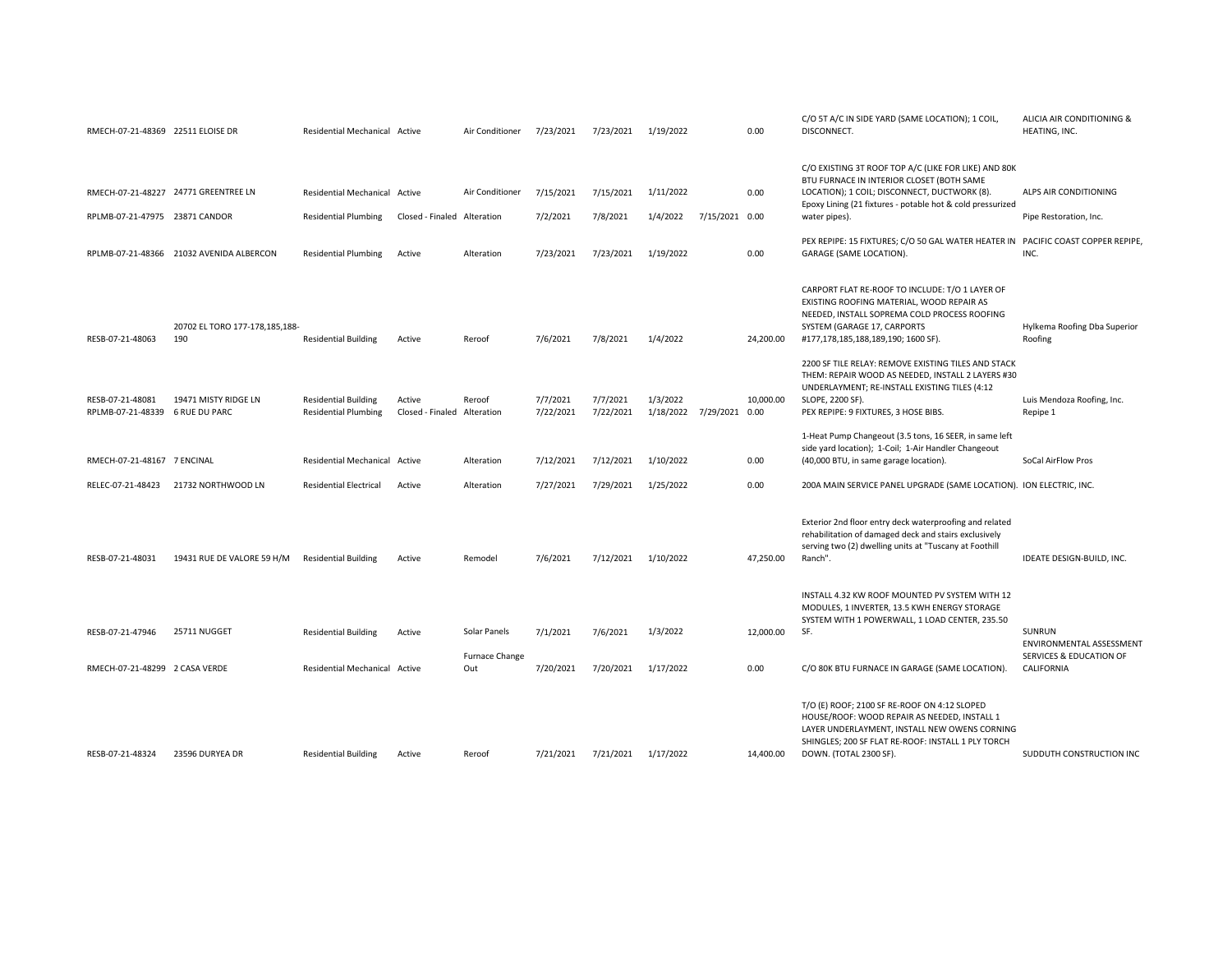| | | | | | | | | | | | |
|---|---|---|---|---|---|---|---|---|---|---|---|
| RMECH-07-21-48369 | 22511 ELOISE DR | Residential Mechanical | Active | Air Conditioner | 7/23/2021 | 7/23/2021 | 1/19/2022 | | 0.00 | C/O 5T A/C IN SIDE YARD (SAME LOCATION); 1 COIL, DISCONNECT. | ALICIA AIR CONDITIONING & HEATING, INC. |
| RMECH-07-21-48227 | 24771 GREENTREE LN | Residential Mechanical | Active | Air Conditioner | 7/15/2021 | 7/15/2021 | 1/11/2022 | | 0.00 | C/O EXISTING 3T ROOF TOP A/C (LIKE FOR LIKE) AND 80K BTU FURNACE IN INTERIOR CLOSET (BOTH SAME LOCATION); 1 COIL; DISCONNECT, DUCTWORK (8). | ALPS AIR CONDITIONING |
| RPLMB-07-21-47975 | 23871 CANDOR | Residential Plumbing | Closed - Finaled | Alteration | 7/2/2021 | 7/8/2021 | 1/4/2022 | 7/15/2021 | 0.00 | Epoxy Lining (21 fixtures - potable hot & cold pressurized water pipes). | Pipe Restoration, Inc. |
| RPLMB-07-21-48366 | 21032 AVENIDA ALBERCON | Residential Plumbing | Active | Alteration | 7/23/2021 | 7/23/2021 | 1/19/2022 | | 0.00 | PEX REPIPE: 15 FIXTURES; C/O 50 GAL WATER HEATER IN GARAGE (SAME LOCATION). | PACIFIC COAST COPPER REPIPE, INC. |
| RESB-07-21-48063 | 20702 EL TORO 177-178,185,188-190 | Residential Building | Active | Reroof | 7/6/2021 | 7/8/2021 | 1/4/2022 | | 24,200.00 | CARPORT FLAT RE-ROOF TO INCLUDE: T/O 1 LAYER OF EXISTING ROOFING MATERIAL, WOOD REPAIR AS NEEDED, INSTALL SOPREMA COLD PROCESS ROOFING SYSTEM (GARAGE 17, CARPORTS #177,178,185,188,189,190; 1600 SF). | Hylkema Roofing Dba Superior Roofing |
| RESB-07-21-48081 | 19471 MISTY RIDGE LN | Residential Building | Active | Reroof | 7/7/2021 | 7/7/2021 | 1/3/2022 | | 10,000.00 | 2200 SF TILE RELAY: REMOVE EXISTING TILES AND STACK THEM: REPAIR WOOD AS NEEDED, INSTALL 2 LAYERS #30 UNDERLAYMENT; RE-INSTALL EXISTING TILES (4:12 SLOPE, 2200 SF). | Luis Mendoza Roofing, Inc. |
| RPLMB-07-21-48339 | 6 RUE DU PARC | Residential Plumbing | Closed - Finaled | Alteration | 7/22/2021 | 7/22/2021 | 1/18/2022 | 7/29/2021 | 0.00 | PEX REPIPE: 9 FIXTURES, 3 HOSE BIBS. | Repipe 1 |
| RMECH-07-21-48167 | 7 ENCINAL | Residential Mechanical | Active | Alteration | 7/12/2021 | 7/12/2021 | 1/10/2022 | | 0.00 | 1-Heat Pump Changeout (3.5 tons, 16 SEER, in same left side yard location); 1-Coil; 1-Air Handler Changeout (40,000 BTU, in same garage location). | SoCal AirFlow Pros |
| RELEC-07-21-48423 | 21732 NORTHWOOD LN | Residential Electrical | Active | Alteration | 7/27/2021 | 7/29/2021 | 1/25/2022 | | 0.00 | 200A MAIN SERVICE PANEL UPGRADE (SAME LOCATION). | ION ELECTRIC, INC. |
| RESB-07-21-48031 | 19431 RUE DE VALORE 59 H/M | Residential Building | Active | Remodel | 7/6/2021 | 7/12/2021 | 1/10/2022 | | 47,250.00 | Exterior 2nd floor entry deck waterproofing and related rehabilitation of damaged deck and stairs exclusively serving two (2) dwelling units at "Tuscany at Foothill Ranch". | IDEATE DESIGN-BUILD, INC. |
| RESB-07-21-47946 | 25711 NUGGET | Residential Building | Active | Solar Panels | 7/1/2021 | 7/6/2021 | 1/3/2022 | | 12,000.00 | INSTALL 4.32 KW ROOF MOUNTED PV SYSTEM WITH 12 MODULES, 1 INVERTER, 13.5 KWH ENERGY STORAGE SYSTEM WITH 1 POWERWALL, 1 LOAD CENTER, 235.50 SF. | SUNRUN |
| RMECH-07-21-48299 | 2 CASA VERDE | Residential Mechanical | Active | Furnace Change Out | 7/20/2021 | 7/20/2021 | 1/17/2022 | | 0.00 | C/O 80K BTU FURNACE IN GARAGE (SAME LOCATION). | ENVIRONMENTAL ASSESSMENT SERVICES & EDUCATION OF CALIFORNIA |
| RESB-07-21-48324 | 23596 DURYEA DR | Residential Building | Active | Reroof | 7/21/2021 | 7/21/2021 | 1/17/2022 | | 14,400.00 | T/O (E) ROOF; 2100 SF RE-ROOF ON 4:12 SLOPED HOUSE/ROOF: WOOD REPAIR AS NEEDED, INSTALL 1 LAYER UNDERLAYMENT, INSTALL NEW OWENS CORNING SHINGLES; 200 SF FLAT RE-ROOF: INSTALL 1 PLY TORCH DOWN. (TOTAL 2300 SF). | SUDDUTH CONSTRUCTION INC |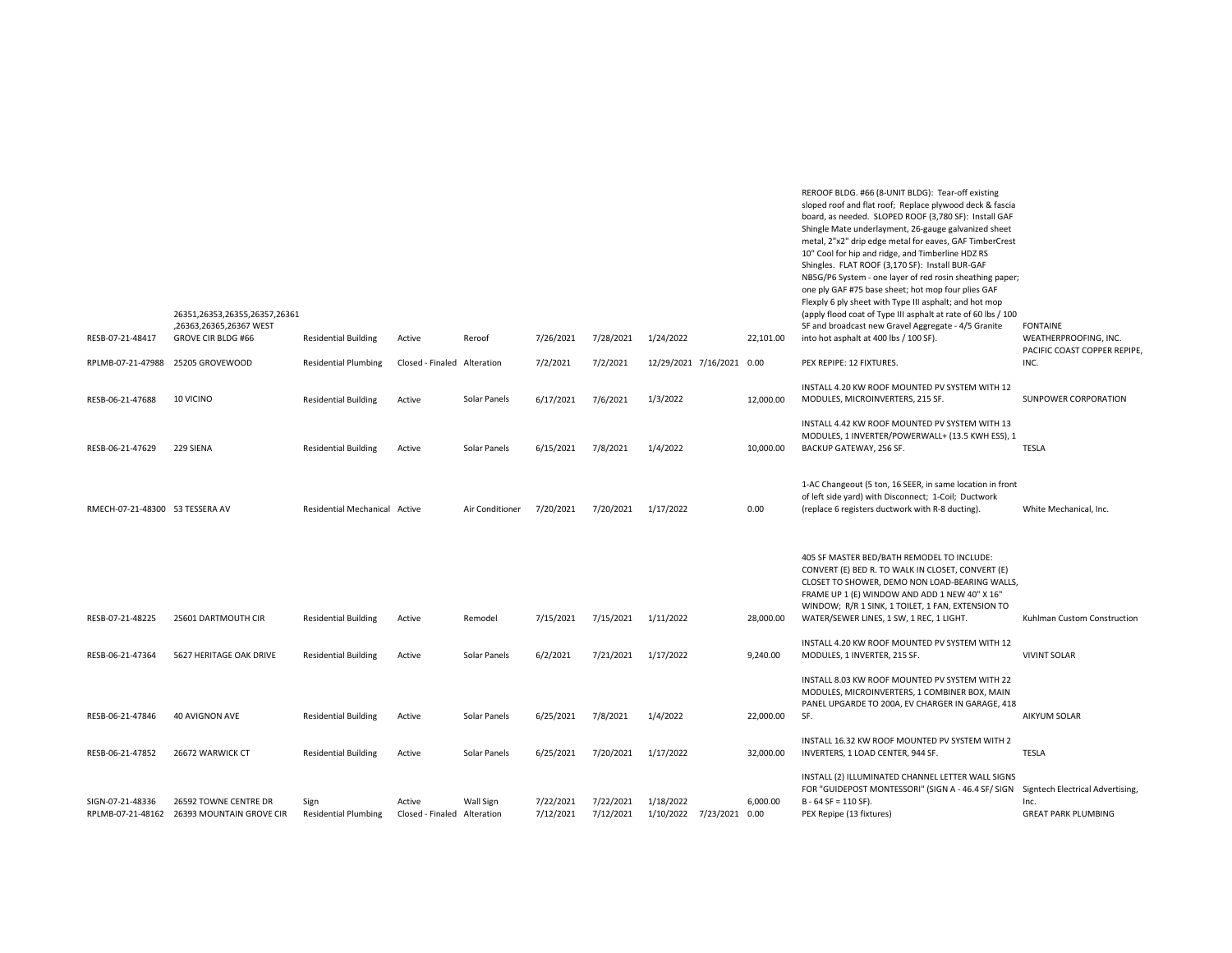| | | | | | | | | | | | |
|---|---|---|---|---|---|---|---|---|---|---|---|
| RESB-07-21-48417 | 26351,26353,26355,26357,26361 ,26363,26365,26367 WEST GROVE CIR BLDG #66 | Residential Building | Active | Reroof | 7/26/2021 | 7/28/2021 | 1/24/2022 | | 22,101.00 | REROOF BLDG. #66 (8-UNIT BLDG): Tear-off existing sloped roof and flat roof; Replace plywood deck & fascia board, as needed. SLOPED ROOF (3,780 SF): Install GAF Shingle Mate underlayment, 26-gauge galvanized sheet metal, 2"x2" drip edge metal for eaves, GAF TimberCrest 10" Cool for hip and ridge, and Timberline HDZ RS Shingles. FLAT ROOF (3,170 SF): Install BUR-GAF NB5G/P6 System - one layer of red rosin sheathing paper; one ply GAF #75 base sheet; hot mop four plies GAF Flexply 6 ply sheet with Type III asphalt; and hot mop (apply flood coat of Type III asphalt at rate of 60 lbs / 100 SF and broadcast new Gravel Aggregate - 4/5 Granite into hot asphalt at 400 lbs / 100 SF). | FONTAINE WEATHERPROOFING, INC. |
| RPLMB-07-21-47988 | 25205 GROVEWOOD | Residential Plumbing | Closed - Finaled | Alteration | 7/2/2021 | 7/2/2021 | 12/29/2021 | 7/16/2021 | 0.00 | PEX REPIPE: 12 FIXTURES. | PACIFIC COAST COPPER REPIPE, INC. |
| RESB-06-21-47688 | 10 VICINO | Residential Building | Active | Solar Panels | 6/17/2021 | 7/6/2021 | 1/3/2022 | | 12,000.00 | INSTALL 4.20 KW ROOF MOUNTED PV SYSTEM WITH 12 MODULES, MICROINVERTERS, 215 SF. | SUNPOWER CORPORATION |
| RESB-06-21-47629 | 229 SIENA | Residential Building | Active | Solar Panels | 6/15/2021 | 7/8/2021 | 1/4/2022 | | 10,000.00 | INSTALL 4.42 KW ROOF MOUNTED PV SYSTEM WITH 13 MODULES, 1 INVERTER/POWERWALL+ (13.5 KWH ESS), 1 BACKUP GATEWAY, 256 SF. | TESLA |
| RMECH-07-21-48300 | 53 TESSERA AV | Residential Mechanical | Active | Air Conditioner | 7/20/2021 | 7/20/2021 | 1/17/2022 | | 0.00 | 1-AC Changeout (5 ton, 16 SEER, in same location in front of left side yard) with Disconnect; 1-Coil; Ductwork (replace 6 registers ductwork with R-8 ducting). | White Mechanical, Inc. |
| RESB-07-21-48225 | 25601 DARTMOUTH CIR | Residential Building | Active | Remodel | 7/15/2021 | 7/15/2021 | 1/11/2022 | | 28,000.00 | 405 SF MASTER BED/BATH REMODEL TO INCLUDE: CONVERT (E) BED R. TO WALK IN CLOSET, CONVERT (E) CLOSET TO SHOWER, DEMO NON LOAD-BEARING WALLS, FRAME UP 1 (E) WINDOW AND ADD 1 NEW 40" X 16" WINDOW; R/R 1 SINK, 1 TOILET, 1 FAN, EXTENSION TO WATER/SEWER LINES, 1 SW, 1 REC, 1 LIGHT. | Kuhlman Custom Construction |
| RESB-06-21-47364 | 5627 HERITAGE OAK DRIVE | Residential Building | Active | Solar Panels | 6/2/2021 | 7/21/2021 | 1/17/2022 | | 9,240.00 | INSTALL 4.20 KW ROOF MOUNTED PV SYSTEM WITH 12 MODULES, 1 INVERTER, 215 SF. | VIVINT SOLAR |
| RESB-06-21-47846 | 40 AVIGNON AVE | Residential Building | Active | Solar Panels | 6/25/2021 | 7/8/2021 | 1/4/2022 | | 22,000.00 | INSTALL 8.03 KW ROOF MOUNTED PV SYSTEM WITH 22 MODULES, MICROINVERTERS, 1 COMBINER BOX, MAIN PANEL UPGARDE TO 200A, EV CHARGER IN GARAGE, 418 SF. | AIKYUM SOLAR |
| RESB-06-21-47852 | 26672 WARWICK CT | Residential Building | Active | Solar Panels | 6/25/2021 | 7/20/2021 | 1/17/2022 | | 32,000.00 | INSTALL 16.32 KW ROOF MOUNTED PV SYSTEM WITH 2 INVERTERS, 1 LOAD CENTER, 944 SF. | TESLA |
| SIGN-07-21-48336 | 26592 TOWNE CENTRE DR | Sign | Active | Wall Sign | 7/22/2021 | 7/22/2021 | 1/18/2022 | | 6,000.00 | INSTALL (2) ILLUMINATED CHANNEL LETTER WALL SIGNS FOR "GUIDEPOST MONTESSORI" (SIGN A - 46.4 SF/ SIGN B - 64 SF = 110 SF). | Signtech Electrical Advertising, Inc. |
| RPLMB-07-21-48162 | 26393 MOUNTAIN GROVE CIR | Residential Plumbing | Closed - Finaled | Alteration | 7/12/2021 | 7/12/2021 | 1/10/2022 | 7/23/2021 | 0.00 | PEX Repipe (13 fixtures) | GREAT PARK PLUMBING |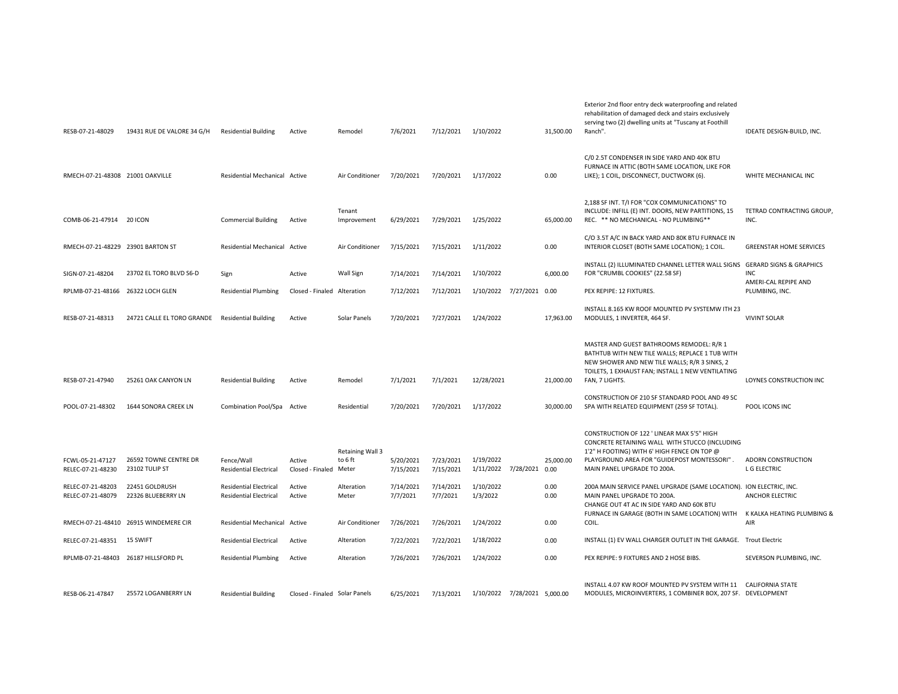| | | | | | | | | | | | |
|---|---|---|---|---|---|---|---|---|---|---|---|
| RESB-07-21-48029 | 19431 RUE DE VALORE 34 G/H | Residential Building | Active | Remodel | 7/6/2021 | 7/12/2021 | 1/10/2022 | | 31,500.00 | Exterior 2nd floor entry deck waterproofing and related rehabilitation of damaged deck and stairs exclusively serving two (2) dwelling units at "Tuscany at Foothill Ranch". | IDEATE DESIGN-BUILD, INC. |
| RMECH-07-21-48308 | 21001 OAKVILLE | Residential Mechanical | Active | Air Conditioner | 7/20/2021 | 7/20/2021 | 1/17/2022 | | 0.00 | C/0 2.5T CONDENSER IN SIDE YARD AND 40K BTU FURNACE IN ATTIC (BOTH SAME LOCATION, LIKE FOR LIKE); 1 COIL, DISCONNECT, DUCTWORK (6). | WHITE MECHANICAL INC |
| COMB-06-21-47914 | 20 ICON | Commercial Building | Active | Tenant Improvement | 6/29/2021 | 7/29/2021 | 1/25/2022 | | 65,000.00 | 2,188 SF INT. T/I FOR "COX COMMUNICATIONS" TO INCLUDE: INFILL (E) INT. DOORS, NEW PARTITIONS, 15 REC. ** NO MECHANICAL - NO PLUMBING** | TETRAD CONTRACTING GROUP, INC. |
| RMECH-07-21-48229 | 23901 BARTON ST | Residential Mechanical | Active | Air Conditioner | 7/15/2021 | 7/15/2021 | 1/11/2022 | | 0.00 | C/O 3.5T A/C IN BACK YARD AND 80K BTU FURNACE IN INTERIOR CLOSET (BOTH SAME LOCATION); 1 COIL. | GREENSTAR HOME SERVICES |
| SIGN-07-21-48204 | 23702 EL TORO BLVD S6-D | Sign | Active | Wall Sign | 7/14/2021 | 7/14/2021 | 1/10/2022 | | 6,000.00 | INSTALL (2) ILLUMINATED CHANNEL LETTER WALL SIGNS FOR "CRUMBL COOKIES" (22.58 SF) | GERARD SIGNS & GRAPHICS INC |
| RPLMB-07-21-48166 | 26322 LOCH GLEN | Residential Plumbing | Closed - Finaled | Alteration | 7/12/2021 | 7/12/2021 | 1/10/2022 | 7/27/2021 | 0.00 | PEX REPIPE: 12 FIXTURES. | AMERI-CAL REPIPE AND PLUMBING, INC. |
| RESB-07-21-48313 | 24721 CALLE EL TORO GRANDE | Residential Building | Active | Solar Panels | 7/20/2021 | 7/27/2021 | 1/24/2022 | | 17,963.00 | INSTALL 8.165 KW ROOF MOUNTED PV SYSTEMW ITH 23 MODULES, 1 INVERTER, 464 SF. | VIVINT SOLAR |
| RESB-07-21-47940 | 25261 OAK CANYON LN | Residential Building | Active | Remodel | 7/1/2021 | 7/1/2021 | 12/28/2021 | | 21,000.00 | MASTER AND GUEST BATHROOMS REMODEL: R/R 1 BATHTUB WITH NEW TILE WALLS; REPLACE 1 TUB WITH NEW SHOWER AND NEW TILE WALLS; R/R 3 SINKS, 2 TOILETS, 1 EXHAUST FAN; INSTALL 1 NEW VENTILATING FAN, 7 LIGHTS. | LOYNES CONSTRUCTION INC |
| POOL-07-21-48302 | 1644 SONORA CREEK LN | Combination Pool/Spa | Active | Residential | 7/20/2021 | 7/20/2021 | 1/17/2022 | | 30,000.00 | CONSTRUCTION OF 210 SF STANDARD POOL AND 49 SC SPA WITH RELATED EQUIPMENT (259 SF TOTAL). | POOL ICONS INC |
| FCWL-05-21-47127 | 26592 TOWNE CENTRE DR | Fence/Wall | Active | Retaining Wall 3 to 6 ft | 5/20/2021 | 7/23/2021 | 1/19/2022 | | 25,000.00 | CONSTRUCTION OF 122 ' LINEAR MAX 5'5" HIGH CONCRETE RETAINING WALL WITH STUCCO (INCLUDING 1'2" H FOOTING) WITH 6' HIGH FENCE ON TOP @ PLAYGROUND AREA FOR "GUIDEPOST MONTESSORI" . | ADORN CONSTRUCTION |
| RELEC-07-21-48230 | 23102 TULIP ST | Residential Electrical | Closed - Finaled | Meter | 7/15/2021 | 7/15/2021 | 1/11/2022 | 7/28/2021 | 0.00 | MAIN PANEL UPGRADE TO 200A. | L G ELECTRIC |
| RELEC-07-21-48203 | 22451 GOLDRUSH | Residential Electrical | Active | Alteration | 7/14/2021 | 7/14/2021 | 1/10/2022 | | 0.00 | 200A MAIN SERVICE PANEL UPGRADE (SAME LOCATION). | ION ELECTRIC, INC. |
| RELEC-07-21-48079 | 22326 BLUEBERRY LN | Residential Electrical | Active | Meter | 7/7/2021 | 7/7/2021 | 1/3/2022 | | 0.00 | MAIN PANEL UPGRADE TO 200A. | ANCHOR ELECTRIC |
| RMECH-07-21-48410 | 26915 WINDEMERE CIR | Residential Mechanical | Active | Air Conditioner | 7/26/2021 | 7/26/2021 | 1/24/2022 | | 0.00 | CHANGE OUT 4T AC IN SIDE YARD AND 60K BTU FURNACE IN GARAGE (BOTH IN SAME LOCATION) WITH COIL. | K KALKA HEATING PLUMBING & AIR |
| RELEC-07-21-48351 | 15 SWIFT | Residential Electrical | Active | Alteration | 7/22/2021 | 7/22/2021 | 1/18/2022 | | 0.00 | INSTALL (1) EV WALL CHARGER OUTLET IN THE GARAGE. | Trout Electric |
| RPLMB-07-21-48403 | 26187 HILLSFORD PL | Residential Plumbing | Active | Alteration | 7/26/2021 | 7/26/2021 | 1/24/2022 | | 0.00 | PEX REPIPE: 9 FIXTURES AND 2 HOSE BIBS. | SEVERSON PLUMBING, INC. |
| RESB-06-21-47847 | 25572 LOGANBERRY LN | Residential Building | Closed - Finaled | Solar Panels | 6/25/2021 | 7/13/2021 | 1/10/2022 | 7/28/2021 | 5,000.00 | INSTALL 4.07 KW ROOF MOUNTED PV SYSTEM WITH 11 MODULES, MICROINVERTERS, 1 COMBINER BOX, 207 SF. | CALIFORNIA STATE DEVELOPMENT |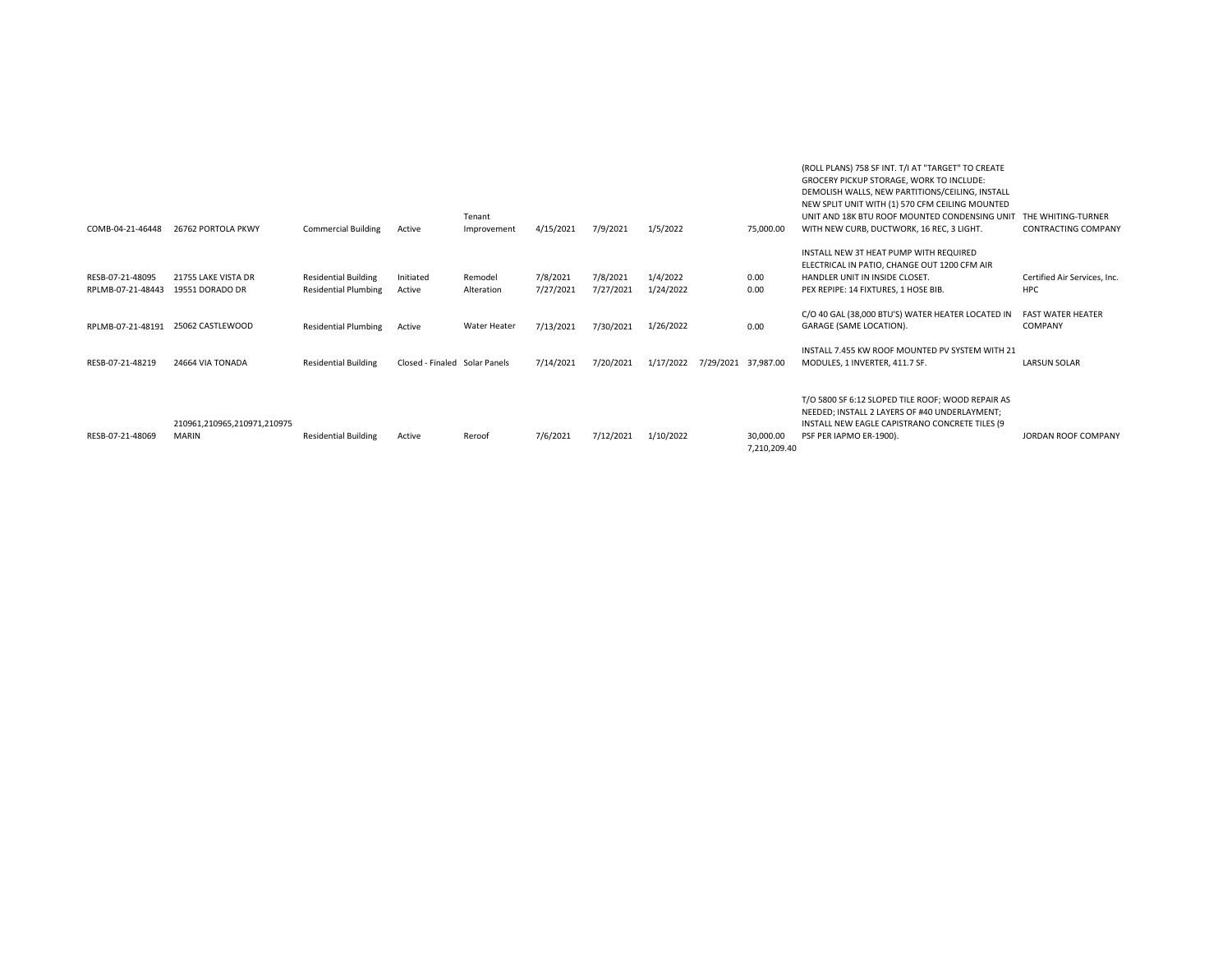| | | | | | | | | | | | |
|---|---|---|---|---|---|---|---|---|---|---|---|
| COMB-04-21-46448 | 26762 PORTOLA PKWY | Commercial Building | Active | Tenant Improvement | 4/15/2021 | 7/9/2021 | 1/5/2022 | | 75,000.00 | (ROLL PLANS) 758 SF INT. T/I AT "TARGET" TO CREATE GROCERY PICKUP STORAGE, WORK TO INCLUDE: DEMOLISH WALLS, NEW PARTITIONS/CEILING, INSTALL NEW SPLIT UNIT WITH (1) 570 CFM CEILING MOUNTED UNIT AND 18K BTU ROOF MOUNTED CONDENSING UNIT WITH NEW CURB, DUCTWORK, 16 REC, 3 LIGHT. | THE WHITING-TURNER CONTRACTING COMPANY |
| RESB-07-21-48095 | 21755 LAKE VISTA DR | Residential Building | Initiated | Remodel | 7/8/2021 | 7/8/2021 | 1/4/2022 | | 0.00 | INSTALL NEW 3T HEAT PUMP WITH REQUIRED ELECTRICAL IN PATIO, CHANGE OUT 1200 CFM AIR HANDLER UNIT IN INSIDE CLOSET. | Certified Air Services, Inc. |
| RPLMB-07-21-48443 | 19551 DORADO DR | Residential Plumbing | Active | Alteration | 7/27/2021 | 7/27/2021 | 1/24/2022 | | 0.00 | PEX REPIPE: 14 FIXTURES, 1 HOSE BIB. | HPC |
| RPLMB-07-21-48191 | 25062 CASTLEWOOD | Residential Plumbing | Active | Water Heater | 7/13/2021 | 7/30/2021 | 1/26/2022 | | 0.00 | C/O 40 GAL (38,000 BTU'S) WATER HEATER LOCATED IN GARAGE (SAME LOCATION). | FAST WATER HEATER COMPANY |
| RESB-07-21-48219 | 24664 VIA TONADA | Residential Building | Closed - Finaled | Solar Panels | 7/14/2021 | 7/20/2021 | 1/17/2022 | 7/29/2021 | 37,987.00 | INSTALL 7.455 KW ROOF MOUNTED PV SYSTEM WITH 21 MODULES, 1 INVERTER, 411.7 SF. | LARSUN SOLAR |
| RESB-07-21-48069 | 210961,210965,210971,210975 MARIN | Residential Building | Active | Reroof | 7/6/2021 | 7/12/2021 | 1/10/2022 | | 30,000.00 | T/O 5800 SF 6:12 SLOPED TILE ROOF; WOOD REPAIR AS NEEDED; INSTALL 2 LAYERS OF #40 UNDERLAYMENT; INSTALL NEW EAGLE CAPISTRANO CONCRETE TILES (9 PSF PER IAPMO ER-1900). | JORDAN ROOF COMPANY |
| | | | | | | | | | 7,210,209.40 | | |